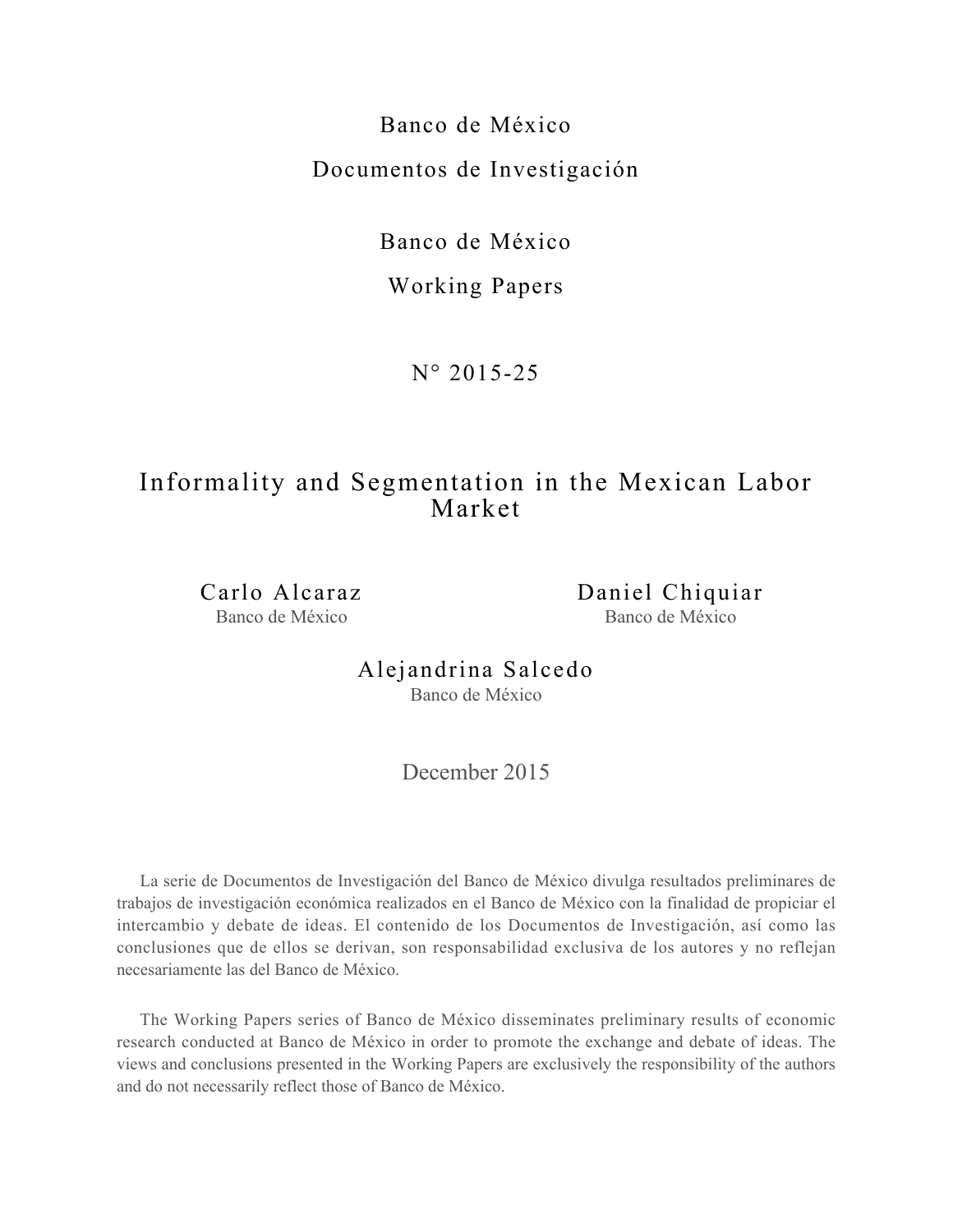Banco de México

Documentos de Investigación

Banco de México

Working Papers

N° 2015-25

# Informality and Segmentation in the Mexican Labor Market

Carlo Alcaraz
Banco de México

Daniel Chiquiar
Banco de México

Alejandrina Salcedo
Banco de México

December 2015

La serie de Documentos de Investigación del Banco de México divulga resultados preliminares de trabajos de investigación económica realizados en el Banco de México con la finalidad de propiciar el intercambio y debate de ideas. El contenido de los Documentos de Investigación, así como las conclusiones que de ellos se derivan, son responsabilidad exclusiva de los autores y no reflejan necesariamente las del Banco de México.

The Working Papers series of Banco de México disseminates preliminary results of economic research conducted at Banco de México in order to promote the exchange and debate of ideas. The views and conclusions presented in the Working Papers are exclusively the responsibility of the authors and do not necessarily reflect those of Banco de México.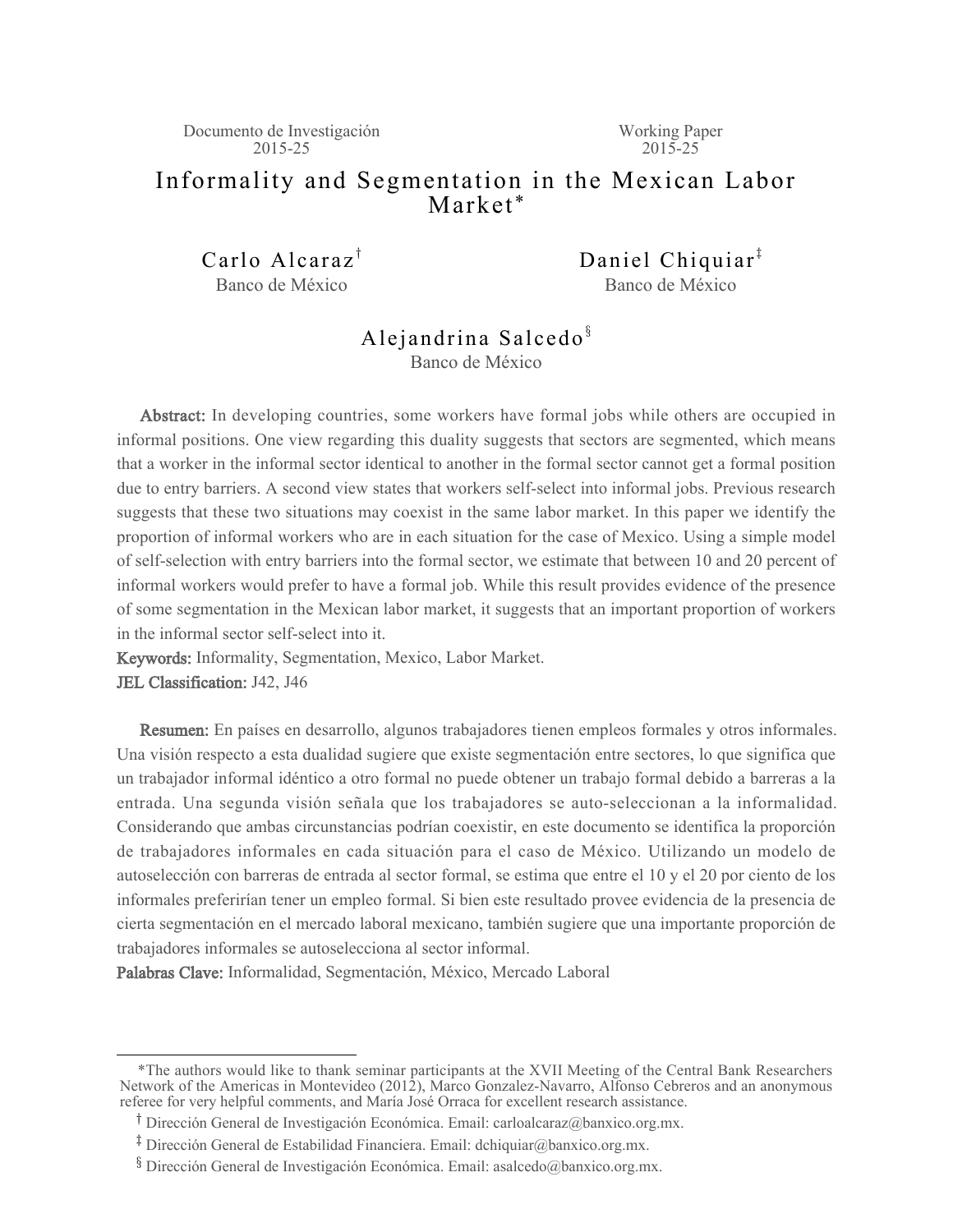Documento de Investigación 2015-25

Working Paper 2015-25

# Informality and Segmentation in the Mexican Labor Market*

Carlo Alcaraz[†]
Banco de México

Daniel Chiquiar[‡]
Banco de México

Alejandrina Salcedo[§]
Banco de México

**Abstract:** In developing countries, some workers have formal jobs while others are occupied in informal positions. One view regarding this duality suggests that sectors are segmented, which means that a worker in the informal sector identical to another in the formal sector cannot get a formal position due to entry barriers. A second view states that workers self-select into informal jobs. Previous research suggests that these two situations may coexist in the same labor market. In this paper we identify the proportion of informal workers who are in each situation for the case of Mexico. Using a simple model of self-selection with entry barriers into the formal sector, we estimate that between 10 and 20 percent of informal workers would prefer to have a formal job. While this result provides evidence of the presence of some segmentation in the Mexican labor market, it suggests that an important proportion of workers in the informal sector self-select into it.

**Keywords:** Informality, Segmentation, Mexico, Labor Market.

**JEL Classification:** J42, J46

**Resumen:** En países en desarrollo, algunos trabajadores tienen empleos formales y otros informales. Una visión respecto a esta dualidad sugiere que existe segmentación entre sectores, lo que significa que un trabajador informal idéntico a otro formal no puede obtener un trabajo formal debido a barreras a la entrada. Una segunda visión señala que los trabajadores se auto-seleccionan a la informalidad. Considerando que ambas circunstancias podrían coexistir, en este documento se identifica la proporción de trabajadores informales en cada situación para el caso de México. Utilizando un modelo de autoselección con barreras de entrada al sector formal, se estima que entre el 10 y el 20 por ciento de los informales preferirían tener un empleo formal. Si bien este resultado provee evidencia de la presencia de cierta segmentación en el mercado laboral mexicano, también sugiere que una importante proporción de trabajadores informales se autoselecciona al sector informal.

**Palabras Clave:** Informalidad, Segmentación, México, Mercado Laboral

---

*The authors would like to thank seminar participants at the XVII Meeting of the Central Bank Researchers Network of the Americas in Montevideo (2012), Marco Gonzalez-Navarro, Alfonso Cebreros and an anonymous referee for very helpful comments, and María José Orraca for excellent research assistance.

[†] Dirección General de Investigación Económica. Email: carloalcaraz@banxico.org.mx.

[‡] Dirección General de Estabilidad Financiera. Email: dchiquiar@banxico.org.mx.

[§] Dirección General de Investigación Económica. Email: asalcedo@banxico.org.mx.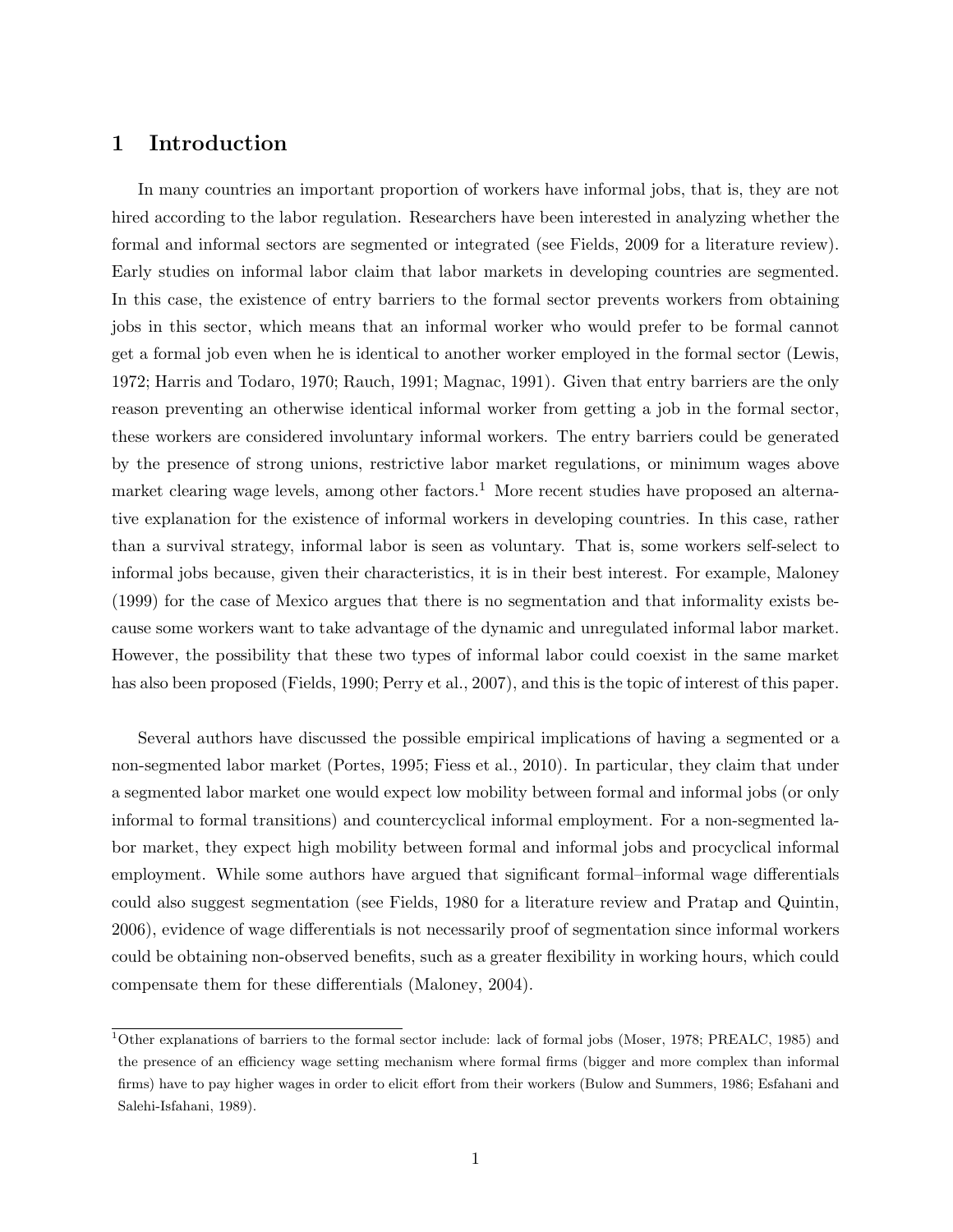# 1 Introduction

In many countries an important proportion of workers have informal jobs, that is, they are not hired according to the labor regulation. Researchers have been interested in analyzing whether the formal and informal sectors are segmented or integrated (see Fields, 2009 for a literature review). Early studies on informal labor claim that labor markets in developing countries are segmented. In this case, the existence of entry barriers to the formal sector prevents workers from obtaining jobs in this sector, which means that an informal worker who would prefer to be formal cannot get a formal job even when he is identical to another worker employed in the formal sector (Lewis, 1972; Harris and Todaro, 1970; Rauch, 1991; Magnac, 1991). Given that entry barriers are the only reason preventing an otherwise identical informal worker from getting a job in the formal sector, these workers are considered involuntary informal workers. The entry barriers could be generated by the presence of strong unions, restrictive labor market regulations, or minimum wages above market clearing wage levels, among other factors.[1] More recent studies have proposed an alternative explanation for the existence of informal workers in developing countries. In this case, rather than a survival strategy, informal labor is seen as voluntary. That is, some workers self-select to informal jobs because, given their characteristics, it is in their best interest. For example, Maloney (1999) for the case of Mexico argues that there is no segmentation and that informality exists because some workers want to take advantage of the dynamic and unregulated informal labor market. However, the possibility that these two types of informal labor could coexist in the same market has also been proposed (Fields, 1990; Perry et al., 2007), and this is the topic of interest of this paper.

Several authors have discussed the possible empirical implications of having a segmented or a non-segmented labor market (Portes, 1995; Fiess et al., 2010). In particular, they claim that under a segmented labor market one would expect low mobility between formal and informal jobs (or only informal to formal transitions) and countercyclical informal employment. For a non-segmented labor market, they expect high mobility between formal and informal jobs and procyclical informal employment. While some authors have argued that significant formal–informal wage differentials could also suggest segmentation (see Fields, 1980 for a literature review and Pratap and Quintin, 2006), evidence of wage differentials is not necessarily proof of segmentation since informal workers could be obtaining non-observed benefits, such as a greater flexibility in working hours, which could compensate them for these differentials (Maloney, 2004).

[1] Other explanations of barriers to the formal sector include: lack of formal jobs (Moser, 1978; PREALC, 1985) and the presence of an efficiency wage setting mechanism where formal firms (bigger and more complex than informal firms) have to pay higher wages in order to elicit effort from their workers (Bulow and Summers, 1986; Esfahani and Salehi-Isfahani, 1989).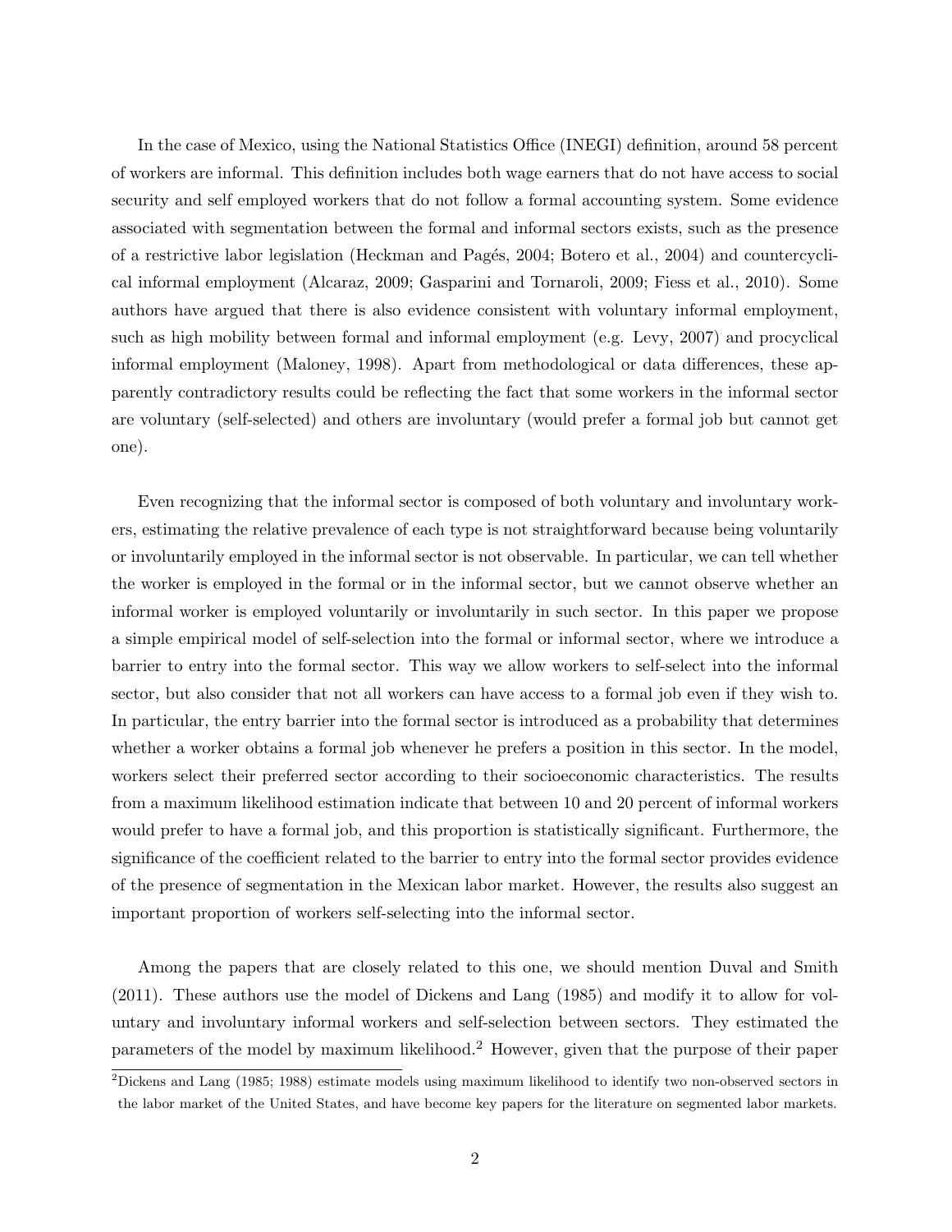In the case of Mexico, using the National Statistics Office (INEGI) definition, around 58 percent of workers are informal. This definition includes both wage earners that do not have access to social security and self employed workers that do not follow a formal accounting system. Some evidence associated with segmentation between the formal and informal sectors exists, such as the presence of a restrictive labor legislation (Heckman and Pagés, 2004; Botero et al., 2004) and countercyclical informal employment (Alcaraz, 2009; Gasparini and Tornaroli, 2009; Fiess et al., 2010). Some authors have argued that there is also evidence consistent with voluntary informal employment, such as high mobility between formal and informal employment (e.g. Levy, 2007) and procyclical informal employment (Maloney, 1998). Apart from methodological or data differences, these apparently contradictory results could be reflecting the fact that some workers in the informal sector are voluntary (self-selected) and others are involuntary (would prefer a formal job but cannot get one).

Even recognizing that the informal sector is composed of both voluntary and involuntary workers, estimating the relative prevalence of each type is not straightforward because being voluntarily or involuntarily employed in the informal sector is not observable. In particular, we can tell whether the worker is employed in the formal or in the informal sector, but we cannot observe whether an informal worker is employed voluntarily or involuntarily in such sector. In this paper we propose a simple empirical model of self-selection into the formal or informal sector, where we introduce a barrier to entry into the formal sector. This way we allow workers to self-select into the informal sector, but also consider that not all workers can have access to a formal job even if they wish to. In particular, the entry barrier into the formal sector is introduced as a probability that determines whether a worker obtains a formal job whenever he prefers a position in this sector. In the model, workers select their preferred sector according to their socioeconomic characteristics. The results from a maximum likelihood estimation indicate that between 10 and 20 percent of informal workers would prefer to have a formal job, and this proportion is statistically significant. Furthermore, the significance of the coefficient related to the barrier to entry into the formal sector provides evidence of the presence of segmentation in the Mexican labor market. However, the results also suggest an important proportion of workers self-selecting into the informal sector.

Among the papers that are closely related to this one, we should mention Duval and Smith (2011). These authors use the model of Dickens and Lang (1985) and modify it to allow for voluntary and involuntary informal workers and self-selection between sectors. They estimated the parameters of the model by maximum likelihood.[2] However, given that the purpose of their paper

[2] Dickens and Lang (1985; 1988) estimate models using maximum likelihood to identify two non-observed sectors in the labor market of the United States, and have become key papers for the literature on segmented labor markets.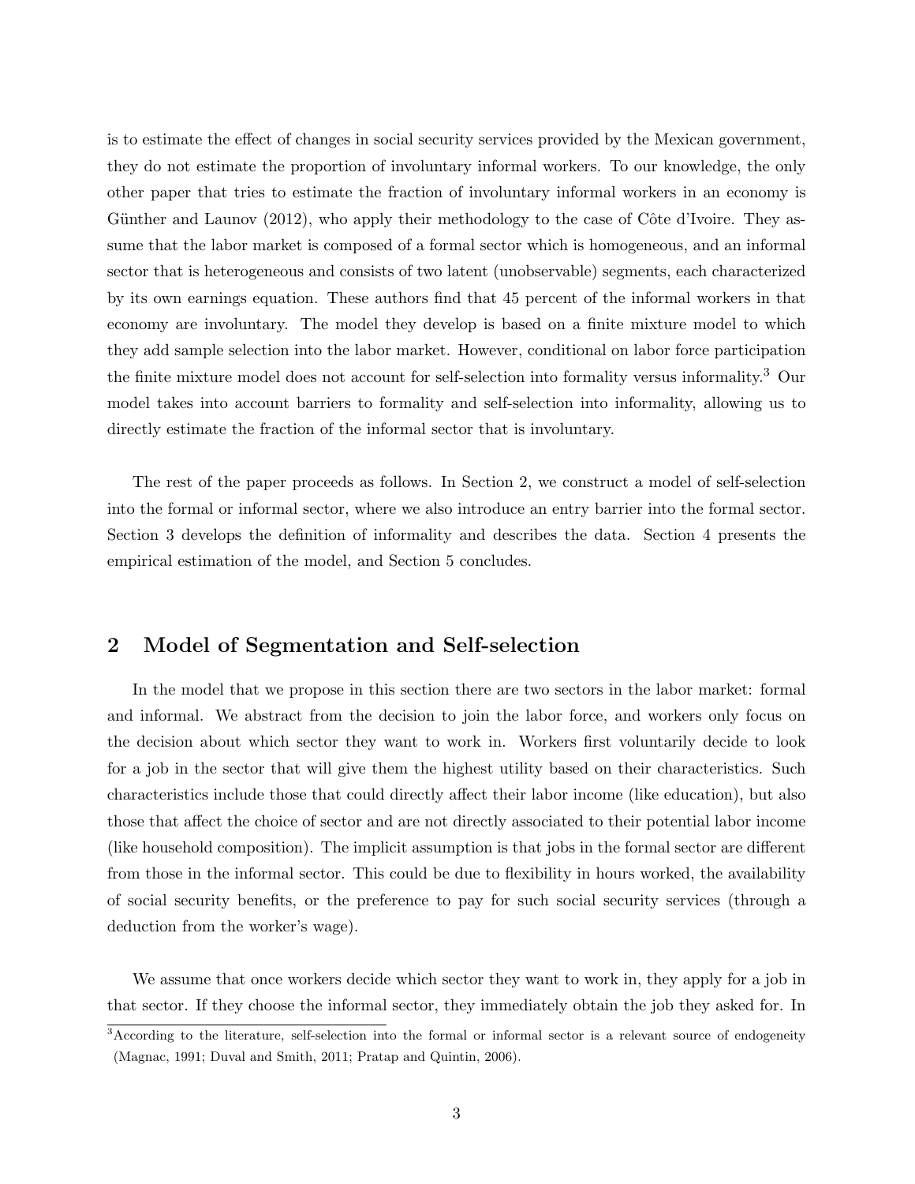is to estimate the effect of changes in social security services provided by the Mexican government, they do not estimate the proportion of involuntary informal workers. To our knowledge, the only other paper that tries to estimate the fraction of involuntary informal workers in an economy is Günther and Launov (2012), who apply their methodology to the case of Côte d'Ivoire. They assume that the labor market is composed of a formal sector which is homogeneous, and an informal sector that is heterogeneous and consists of two latent (unobservable) segments, each characterized by its own earnings equation. These authors find that 45 percent of the informal workers in that economy are involuntary. The model they develop is based on a finite mixture model to which they add sample selection into the labor market. However, conditional on labor force participation the finite mixture model does not account for self-selection into formality versus informality.[3] Our model takes into account barriers to formality and self-selection into informality, allowing us to directly estimate the fraction of the informal sector that is involuntary.

The rest of the paper proceeds as follows. In Section 2, we construct a model of self-selection into the formal or informal sector, where we also introduce an entry barrier into the formal sector. Section 3 develops the definition of informality and describes the data. Section 4 presents the empirical estimation of the model, and Section 5 concludes.

## 2 Model of Segmentation and Self-selection

In the model that we propose in this section there are two sectors in the labor market: formal and informal. We abstract from the decision to join the labor force, and workers only focus on the decision about which sector they want to work in. Workers first voluntarily decide to look for a job in the sector that will give them the highest utility based on their characteristics. Such characteristics include those that could directly affect their labor income (like education), but also those that affect the choice of sector and are not directly associated to their potential labor income (like household composition). The implicit assumption is that jobs in the formal sector are different from those in the informal sector. This could be due to flexibility in hours worked, the availability of social security benefits, or the preference to pay for such social security services (through a deduction from the worker's wage).

We assume that once workers decide which sector they want to work in, they apply for a job in that sector. If they choose the informal sector, they immediately obtain the job they asked for. In

[3] According to the literature, self-selection into the formal or informal sector is a relevant source of endogeneity (Magnac, 1991; Duval and Smith, 2011; Pratap and Quintin, 2006).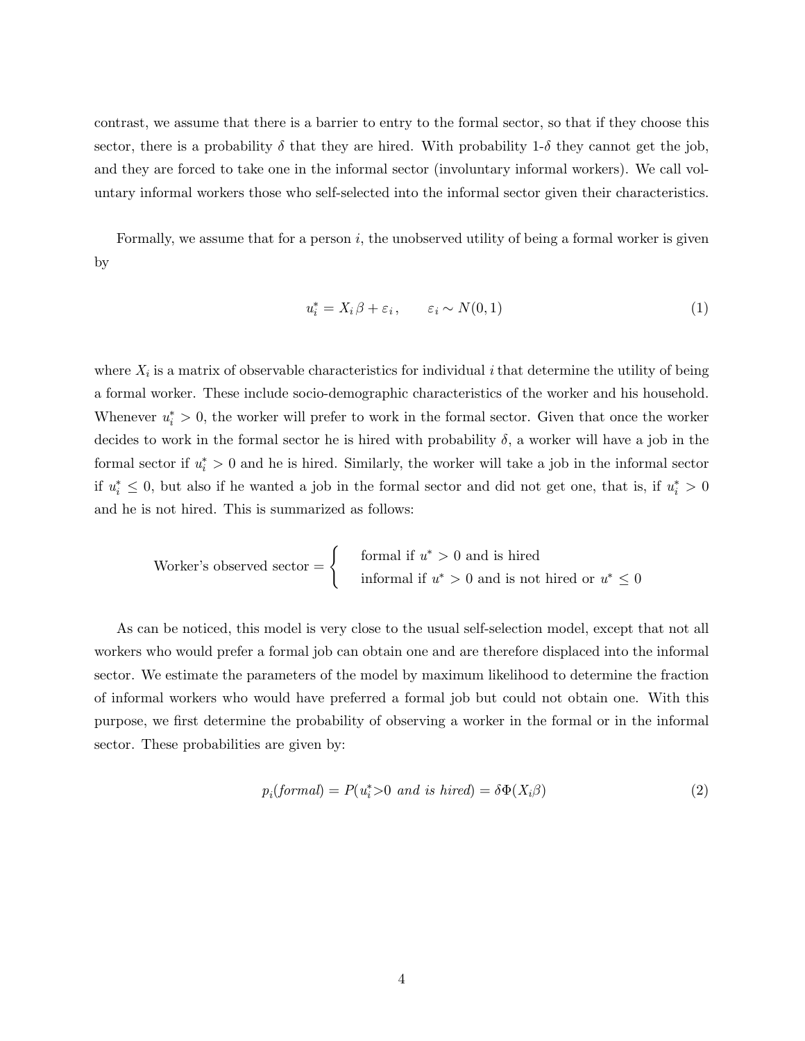contrast, we assume that there is a barrier to entry to the formal sector, so that if they choose this sector, there is a probability $\delta$ that they are hired. With probability 1-$\delta$ they cannot get the job, and they are forced to take one in the informal sector (involuntary informal workers). We call voluntary informal workers those who self-selected into the informal sector given their characteristics.

Formally, we assume that for a person $i$, the unobserved utility of being a formal worker is given by

$$u_i^* = X_i \beta + \varepsilon_i \,, \qquad \varepsilon_i \sim N(0,1) \tag{1}$$

where $X_i$ is a matrix of observable characteristics for individual $i$ that determine the utility of being a formal worker. These include socio-demographic characteristics of the worker and his household. Whenever $u_i^* > 0$, the worker will prefer to work in the formal sector. Given that once the worker decides to work in the formal sector he is hired with probability $\delta$, a worker will have a job in the formal sector if $u_i^* > 0$ and he is hired. Similarly, the worker will take a job in the informal sector if $u_i^* \leq 0$, but also if he wanted a job in the formal sector and did not get one, that is, if $u_i^* > 0$ and he is not hired. This is summarized as follows:

$$\text{Worker's observed sector} = \begin{cases} \text{formal if } u^* > 0 \text{ and is hired} \\ \text{informal if } u^* > 0 \text{ and is not hired or } u^* \leq 0 \end{cases}$$

As can be noticed, this model is very close to the usual self-selection model, except that not all workers who would prefer a formal job can obtain one and are therefore displaced into the informal sector. We estimate the parameters of the model by maximum likelihood to determine the fraction of informal workers who would have preferred a formal job but could not obtain one. With this purpose, we first determine the probability of observing a worker in the formal or in the informal sector. These probabilities are given by:

$$p_i(\textit{formal}) = P(u_i^* > 0 \textit{ and is hired}) = \delta \Phi(X_i \beta) \tag{2}$$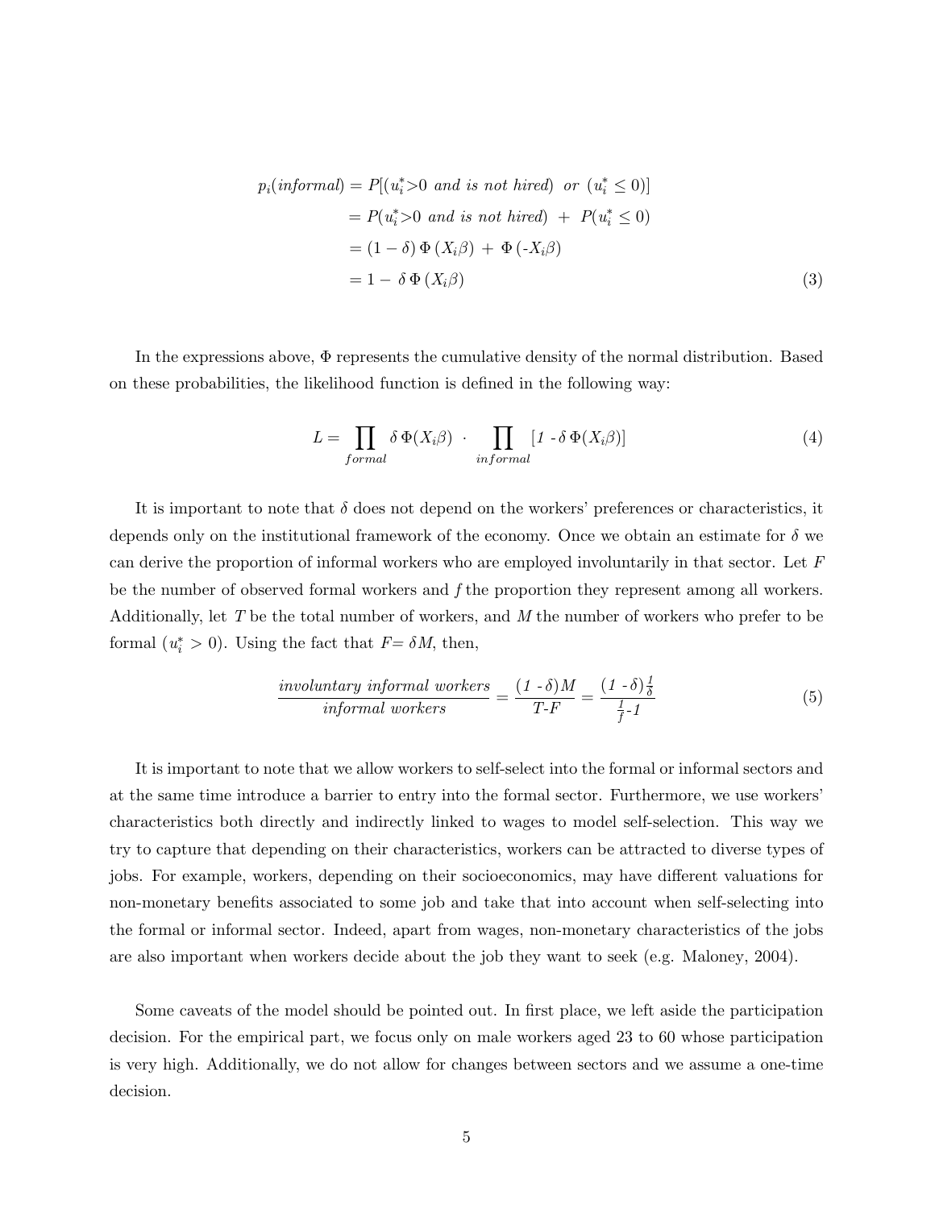$$
\begin{aligned}
p_i(\textit{informal}) &= P[(u_i^*{>}0 \textit{ and is not hired}) \;\; \textit{or} \;\; (u_i^* \leq 0)] \\
&= P(u_i^*{>}0 \textit{ and is not hired}) \; + \; P(u_i^* \leq 0) \\
&= (1-\delta)\,\Phi\,(X_i\beta) \; + \; \Phi\,(\text{-}X_i\beta) \\
&= 1 - \; \delta\,\Phi\,(X_i\beta)
\end{aligned} \tag{3}
$$

In the expressions above, $\Phi$ represents the cumulative density of the normal distribution. Based on these probabilities, the likelihood function is defined in the following way:

$$
L = \prod_{formal} \delta\,\Phi(X_i\beta) \;\cdot\; \prod_{informal} [\mathit{1} \text{ - } \delta\,\Phi(X_i\beta)] \tag{4}
$$

It is important to note that $\delta$ does not depend on the workers' preferences or characteristics, it depends only on the institutional framework of the economy. Once we obtain an estimate for $\delta$ we can derive the proportion of informal workers who are employed involuntarily in that sector. Let $F$ be the number of observed formal workers and $f$ the proportion they represent among all workers. Additionally, let $T$ be the total number of workers, and $M$ the number of workers who prefer to be formal ($u_i^* > 0$). Using the fact that $F = \delta M$, then,

$$
\frac{\textit{involuntary informal workers}}{\textit{informal workers}} = \frac{(\mathit{1} \text{ - } \delta)M}{T\text{-}F} = \frac{(\mathit{1} \text{ - } \delta)\frac{\mathit{1}}{\delta}}{\frac{\mathit{1}}{f}\text{-}\mathit{1}} \tag{5}
$$

It is important to note that we allow workers to self-select into the formal or informal sectors and at the same time introduce a barrier to entry into the formal sector. Furthermore, we use workers' characteristics both directly and indirectly linked to wages to model self-selection. This way we try to capture that depending on their characteristics, workers can be attracted to diverse types of jobs. For example, workers, depending on their socioeconomics, may have different valuations for non-monetary benefits associated to some job and take that into account when self-selecting into the formal or informal sector. Indeed, apart from wages, non-monetary characteristics of the jobs are also important when workers decide about the job they want to seek (e.g. Maloney, 2004).

Some caveats of the model should be pointed out. In first place, we left aside the participation decision. For the empirical part, we focus only on male workers aged 23 to 60 whose participation is very high. Additionally, we do not allow for changes between sectors and we assume a one-time decision.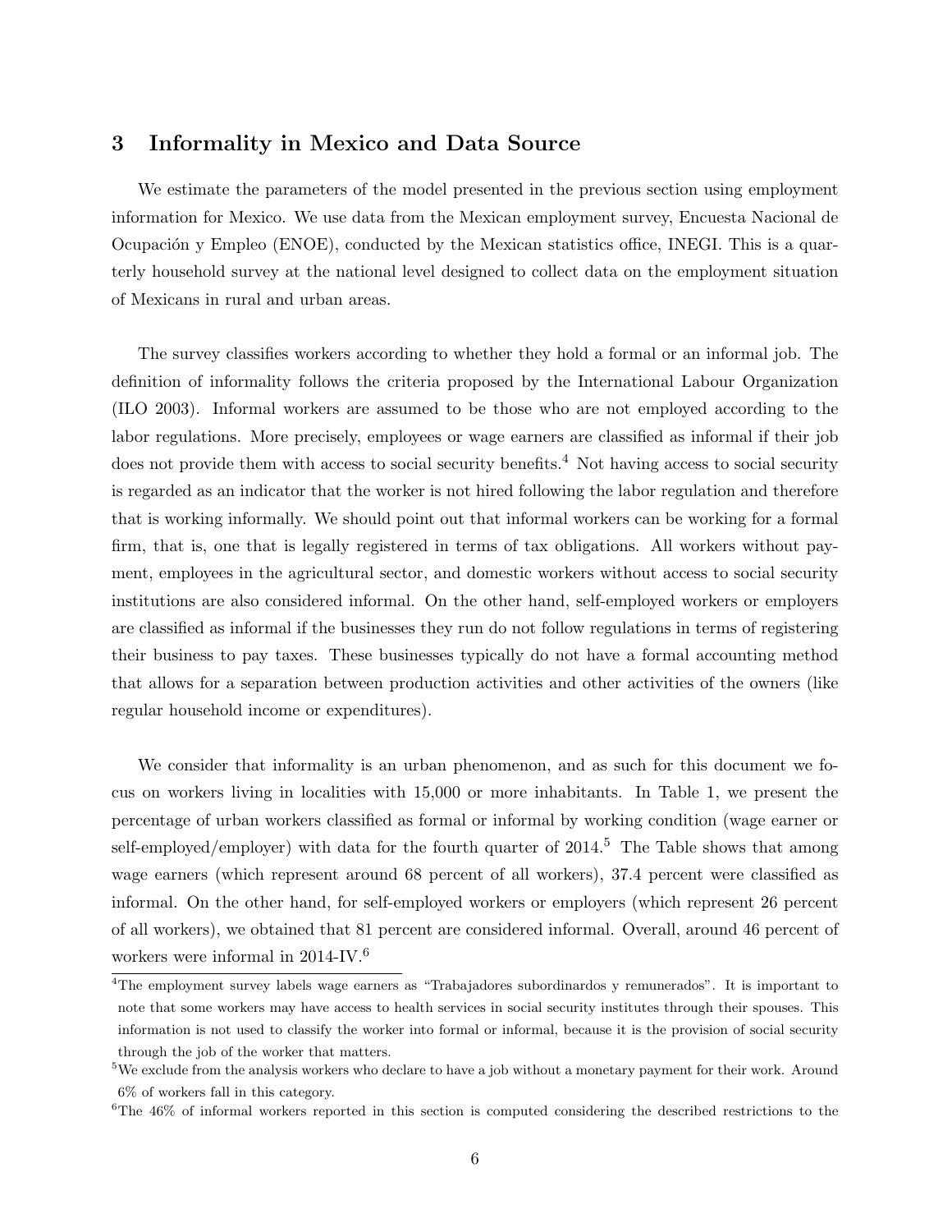## 3 Informality in Mexico and Data Source

We estimate the parameters of the model presented in the previous section using employment information for Mexico. We use data from the Mexican employment survey, Encuesta Nacional de Ocupación y Empleo (ENOE), conducted by the Mexican statistics office, INEGI. This is a quarterly household survey at the national level designed to collect data on the employment situation of Mexicans in rural and urban areas.

The survey classifies workers according to whether they hold a formal or an informal job. The definition of informality follows the criteria proposed by the International Labour Organization (ILO 2003). Informal workers are assumed to be those who are not employed according to the labor regulations. More precisely, employees or wage earners are classified as informal if their job does not provide them with access to social security benefits.[4] Not having access to social security is regarded as an indicator that the worker is not hired following the labor regulation and therefore that is working informally. We should point out that informal workers can be working for a formal firm, that is, one that is legally registered in terms of tax obligations. All workers without payment, employees in the agricultural sector, and domestic workers without access to social security institutions are also considered informal. On the other hand, self-employed workers or employers are classified as informal if the businesses they run do not follow regulations in terms of registering their business to pay taxes. These businesses typically do not have a formal accounting method that allows for a separation between production activities and other activities of the owners (like regular household income or expenditures).

We consider that informality is an urban phenomenon, and as such for this document we focus on workers living in localities with 15,000 or more inhabitants. In Table 1, we present the percentage of urban workers classified as formal or informal by working condition (wage earner or self-employed/employer) with data for the fourth quarter of 2014.[5] The Table shows that among wage earners (which represent around 68 percent of all workers), 37.4 percent were classified as informal. On the other hand, for self-employed workers or employers (which represent 26 percent of all workers), we obtained that 81 percent are considered informal. Overall, around 46 percent of workers were informal in 2014-IV.[6]

[4] The employment survey labels wage earners as "Trabajadores subordinardos y remunerados". It is important to note that some workers may have access to health services in social security institutes through their spouses. This information is not used to classify the worker into formal or informal, because it is the provision of social security through the job of the worker that matters.

[5] We exclude from the analysis workers who declare to have a job without a monetary payment for their work. Around 6% of workers fall in this category.

[6] The 46% of informal workers reported in this section is computed considering the described restrictions to the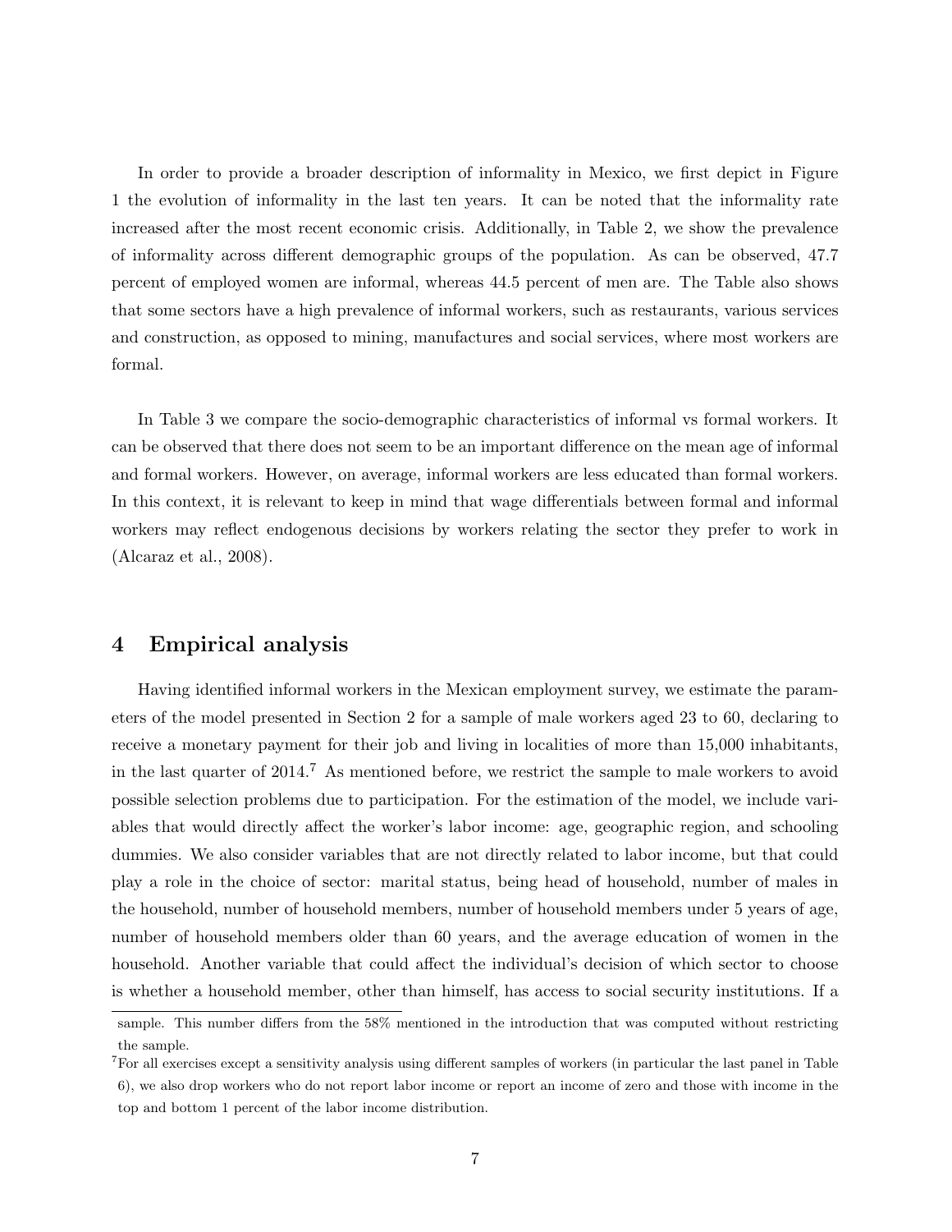In order to provide a broader description of informality in Mexico, we first depict in Figure 1 the evolution of informality in the last ten years. It can be noted that the informality rate increased after the most recent economic crisis. Additionally, in Table 2, we show the prevalence of informality across different demographic groups of the population. As can be observed, 47.7 percent of employed women are informal, whereas 44.5 percent of men are. The Table also shows that some sectors have a high prevalence of informal workers, such as restaurants, various services and construction, as opposed to mining, manufactures and social services, where most workers are formal.

In Table 3 we compare the socio-demographic characteristics of informal vs formal workers. It can be observed that there does not seem to be an important difference on the mean age of informal and formal workers. However, on average, informal workers are less educated than formal workers. In this context, it is relevant to keep in mind that wage differentials between formal and informal workers may reflect endogenous decisions by workers relating the sector they prefer to work in (Alcaraz et al., 2008).

## 4 Empirical analysis

Having identified informal workers in the Mexican employment survey, we estimate the parameters of the model presented in Section 2 for a sample of male workers aged 23 to 60, declaring to receive a monetary payment for their job and living in localities of more than 15,000 inhabitants, in the last quarter of 2014.[7] As mentioned before, we restrict the sample to male workers to avoid possible selection problems due to participation. For the estimation of the model, we include variables that would directly affect the worker's labor income: age, geographic region, and schooling dummies. We also consider variables that are not directly related to labor income, but that could play a role in the choice of sector: marital status, being head of household, number of males in the household, number of household members, number of household members under 5 years of age, number of household members older than 60 years, and the average education of women in the household. Another variable that could affect the individual's decision of which sector to choose is whether a household member, other than himself, has access to social security institutions. If a

sample. This number differs from the 58% mentioned in the introduction that was computed without restricting the sample.

[7] For all exercises except a sensitivity analysis using different samples of workers (in particular the last panel in Table 6), we also drop workers who do not report labor income or report an income of zero and those with income in the top and bottom 1 percent of the labor income distribution.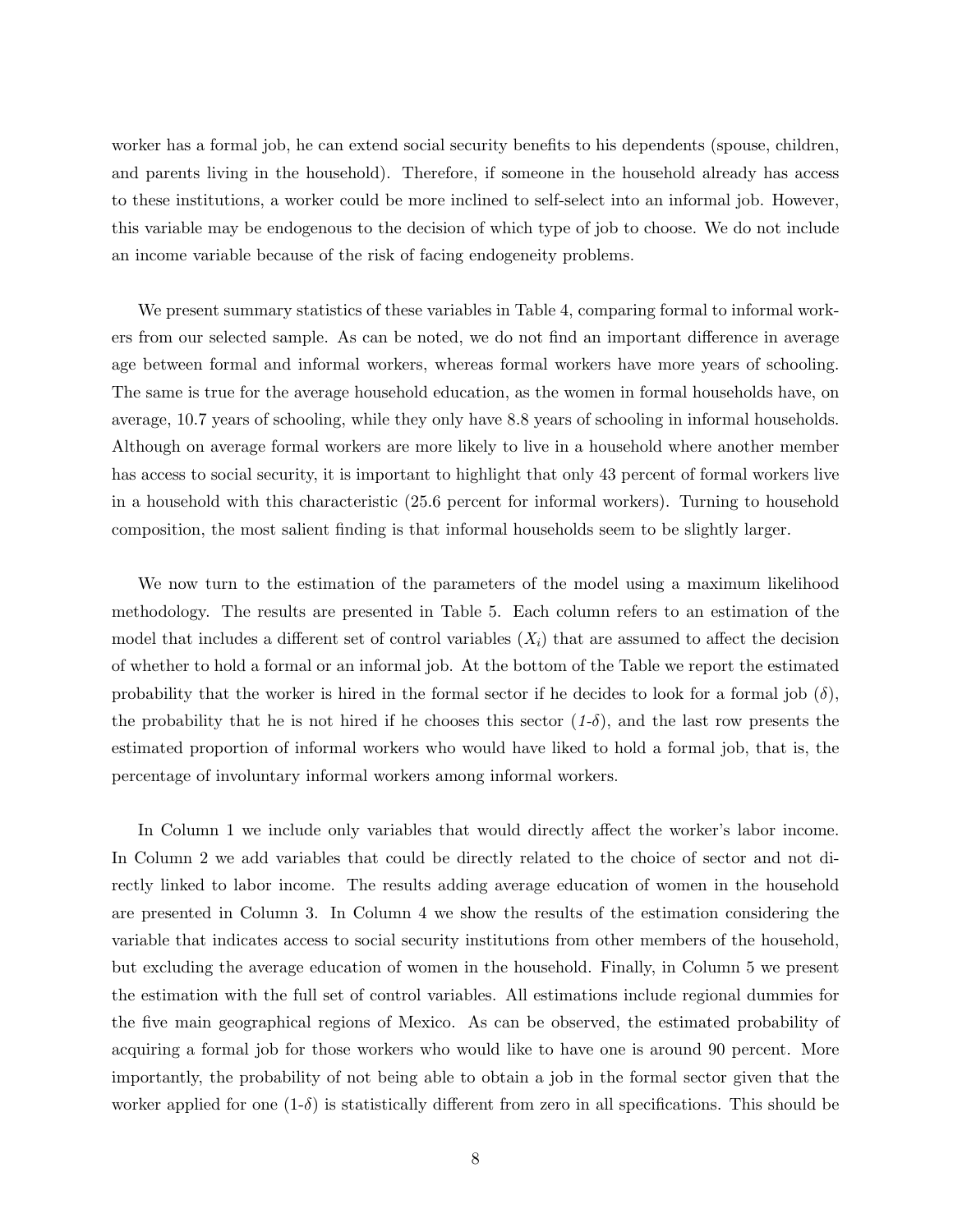worker has a formal job, he can extend social security benefits to his dependents (spouse, children, and parents living in the household). Therefore, if someone in the household already has access to these institutions, a worker could be more inclined to self-select into an informal job. However, this variable may be endogenous to the decision of which type of job to choose. We do not include an income variable because of the risk of facing endogeneity problems.

We present summary statistics of these variables in Table 4, comparing formal to informal workers from our selected sample. As can be noted, we do not find an important difference in average age between formal and informal workers, whereas formal workers have more years of schooling. The same is true for the average household education, as the women in formal households have, on average, 10.7 years of schooling, while they only have 8.8 years of schooling in informal households. Although on average formal workers are more likely to live in a household where another member has access to social security, it is important to highlight that only 43 percent of formal workers live in a household with this characteristic (25.6 percent for informal workers). Turning to household composition, the most salient finding is that informal households seem to be slightly larger.

We now turn to the estimation of the parameters of the model using a maximum likelihood methodology. The results are presented in Table 5. Each column refers to an estimation of the model that includes a different set of control variables ($X_i$) that are assumed to affect the decision of whether to hold a formal or an informal job. At the bottom of the Table we report the estimated probability that the worker is hired in the formal sector if he decides to look for a formal job ($\delta$), the probability that he is not hired if he chooses this sector ($1$-$\delta$), and the last row presents the estimated proportion of informal workers who would have liked to hold a formal job, that is, the percentage of involuntary informal workers among informal workers.

In Column 1 we include only variables that would directly affect the worker's labor income. In Column 2 we add variables that could be directly related to the choice of sector and not directly linked to labor income. The results adding average education of women in the household are presented in Column 3. In Column 4 we show the results of the estimation considering the variable that indicates access to social security institutions from other members of the household, but excluding the average education of women in the household. Finally, in Column 5 we present the estimation with the full set of control variables. All estimations include regional dummies for the five main geographical regions of Mexico. As can be observed, the estimated probability of acquiring a formal job for those workers who would like to have one is around 90 percent. More importantly, the probability of not being able to obtain a job in the formal sector given that the worker applied for one (1-$\delta$) is statistically different from zero in all specifications. This should be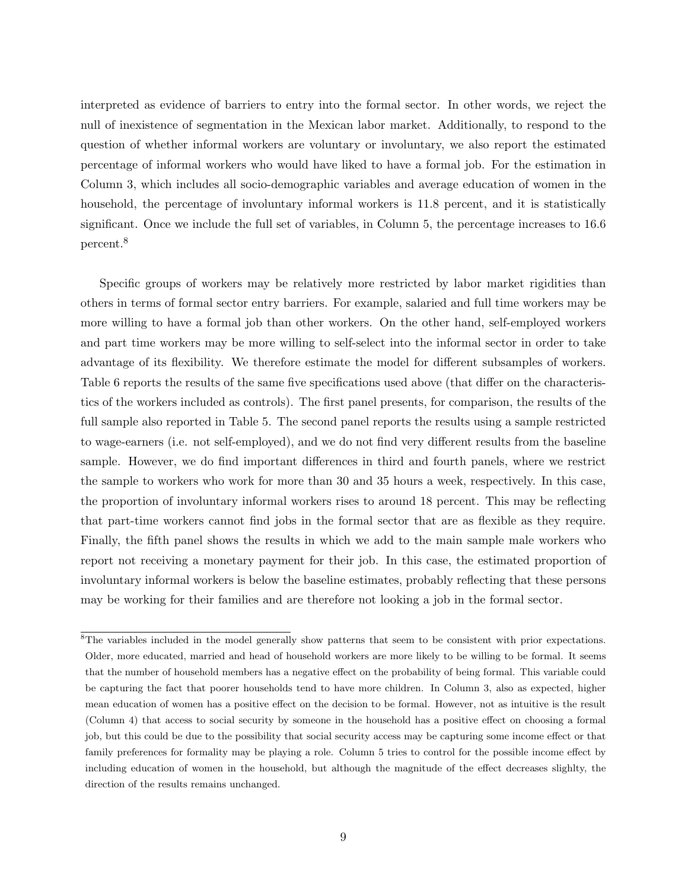interpreted as evidence of barriers to entry into the formal sector. In other words, we reject the null of inexistence of segmentation in the Mexican labor market. Additionally, to respond to the question of whether informal workers are voluntary or involuntary, we also report the estimated percentage of informal workers who would have liked to have a formal job. For the estimation in Column 3, which includes all socio-demographic variables and average education of women in the household, the percentage of involuntary informal workers is 11.8 percent, and it is statistically significant. Once we include the full set of variables, in Column 5, the percentage increases to 16.6 percent.[8]

Specific groups of workers may be relatively more restricted by labor market rigidities than others in terms of formal sector entry barriers. For example, salaried and full time workers may be more willing to have a formal job than other workers. On the other hand, self-employed workers and part time workers may be more willing to self-select into the informal sector in order to take advantage of its flexibility. We therefore estimate the model for different subsamples of workers. Table 6 reports the results of the same five specifications used above (that differ on the characteristics of the workers included as controls). The first panel presents, for comparison, the results of the full sample also reported in Table 5. The second panel reports the results using a sample restricted to wage-earners (i.e. not self-employed), and we do not find very different results from the baseline sample. However, we do find important differences in third and fourth panels, where we restrict the sample to workers who work for more than 30 and 35 hours a week, respectively. In this case, the proportion of involuntary informal workers rises to around 18 percent. This may be reflecting that part-time workers cannot find jobs in the formal sector that are as flexible as they require. Finally, the fifth panel shows the results in which we add to the main sample male workers who report not receiving a monetary payment for their job. In this case, the estimated proportion of involuntary informal workers is below the baseline estimates, probably reflecting that these persons may be working for their families and are therefore not looking a job in the formal sector.

[8]The variables included in the model generally show patterns that seem to be consistent with prior expectations. Older, more educated, married and head of household workers are more likely to be willing to be formal. It seems that the number of household members has a negative effect on the probability of being formal. This variable could be capturing the fact that poorer households tend to have more children. In Column 3, also as expected, higher mean education of women has a positive effect on the decision to be formal. However, not as intuitive is the result (Column 4) that access to social security by someone in the household has a positive effect on choosing a formal job, but this could be due to the possibility that social security access may be capturing some income effect or that family preferences for formality may be playing a role. Column 5 tries to control for the possible income effect by including education of women in the household, but although the magnitude of the effect decreases slighlty, the direction of the results remains unchanged.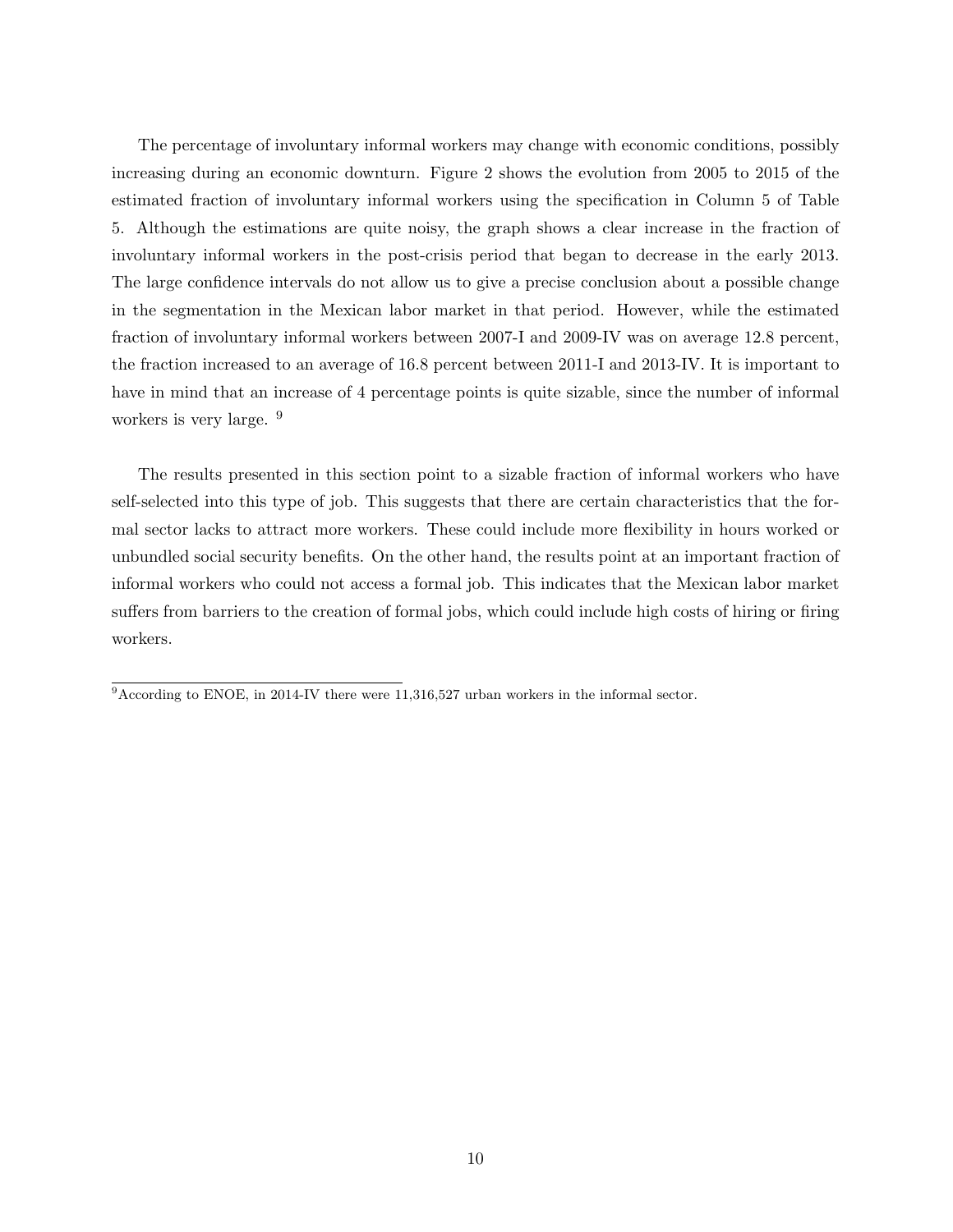The percentage of involuntary informal workers may change with economic conditions, possibly increasing during an economic downturn. Figure 2 shows the evolution from 2005 to 2015 of the estimated fraction of involuntary informal workers using the specification in Column 5 of Table 5. Although the estimations are quite noisy, the graph shows a clear increase in the fraction of involuntary informal workers in the post-crisis period that began to decrease in the early 2013. The large confidence intervals do not allow us to give a precise conclusion about a possible change in the segmentation in the Mexican labor market in that period. However, while the estimated fraction of involuntary informal workers between 2007-I and 2009-IV was on average 12.8 percent, the fraction increased to an average of 16.8 percent between 2011-I and 2013-IV. It is important to have in mind that an increase of 4 percentage points is quite sizable, since the number of informal workers is very large. [9]

The results presented in this section point to a sizable fraction of informal workers who have self-selected into this type of job. This suggests that there are certain characteristics that the formal sector lacks to attract more workers. These could include more flexibility in hours worked or unbundled social security benefits. On the other hand, the results point at an important fraction of informal workers who could not access a formal job. This indicates that the Mexican labor market suffers from barriers to the creation of formal jobs, which could include high costs of hiring or firing workers.

[9] According to ENOE, in 2014-IV there were 11,316,527 urban workers in the informal sector.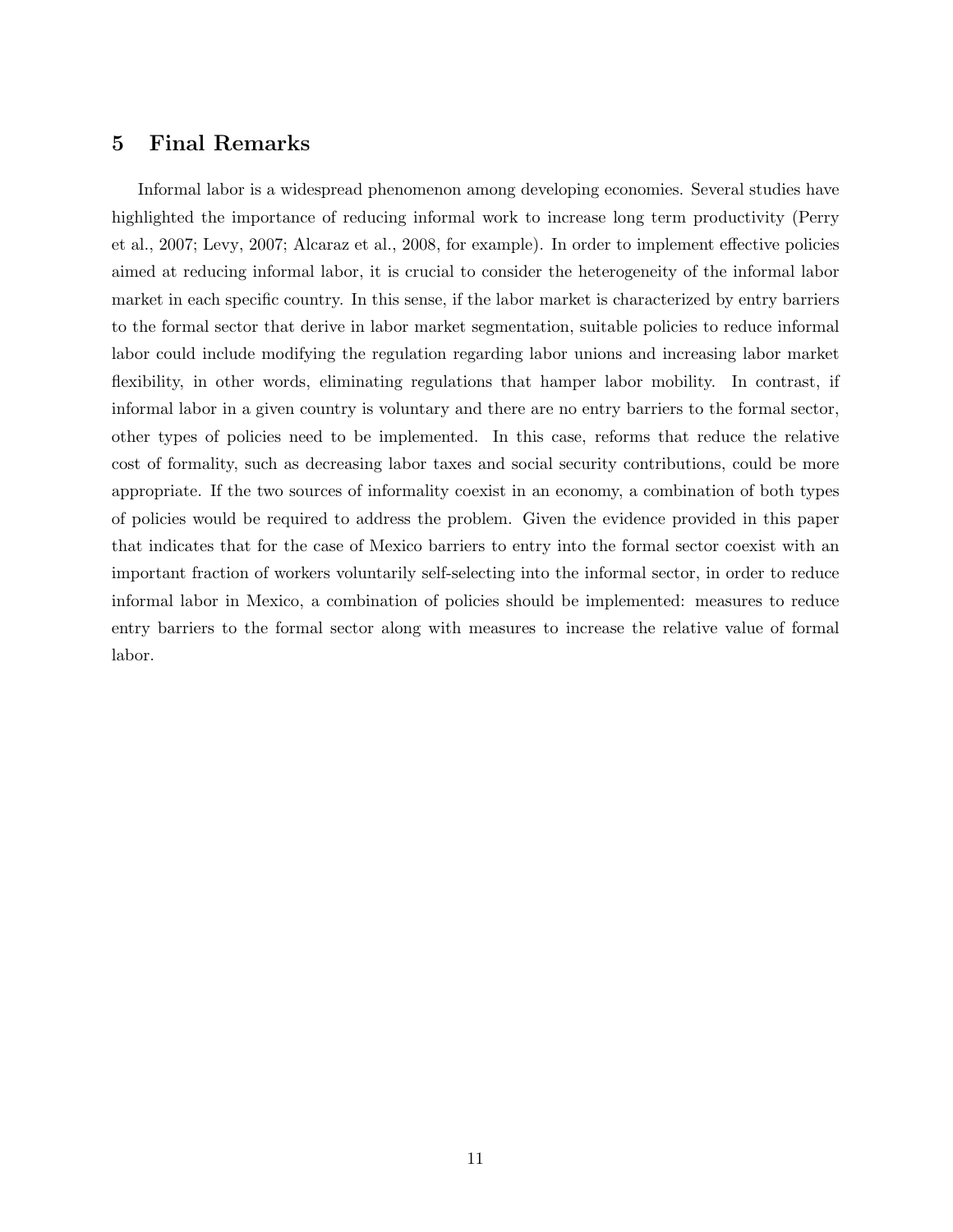## 5 Final Remarks

Informal labor is a widespread phenomenon among developing economies. Several studies have highlighted the importance of reducing informal work to increase long term productivity (Perry et al., 2007; Levy, 2007; Alcaraz et al., 2008, for example). In order to implement effective policies aimed at reducing informal labor, it is crucial to consider the heterogeneity of the informal labor market in each specific country. In this sense, if the labor market is characterized by entry barriers to the formal sector that derive in labor market segmentation, suitable policies to reduce informal labor could include modifying the regulation regarding labor unions and increasing labor market flexibility, in other words, eliminating regulations that hamper labor mobility. In contrast, if informal labor in a given country is voluntary and there are no entry barriers to the formal sector, other types of policies need to be implemented. In this case, reforms that reduce the relative cost of formality, such as decreasing labor taxes and social security contributions, could be more appropriate. If the two sources of informality coexist in an economy, a combination of both types of policies would be required to address the problem. Given the evidence provided in this paper that indicates that for the case of Mexico barriers to entry into the formal sector coexist with an important fraction of workers voluntarily self-selecting into the informal sector, in order to reduce informal labor in Mexico, a combination of policies should be implemented: measures to reduce entry barriers to the formal sector along with measures to increase the relative value of formal labor.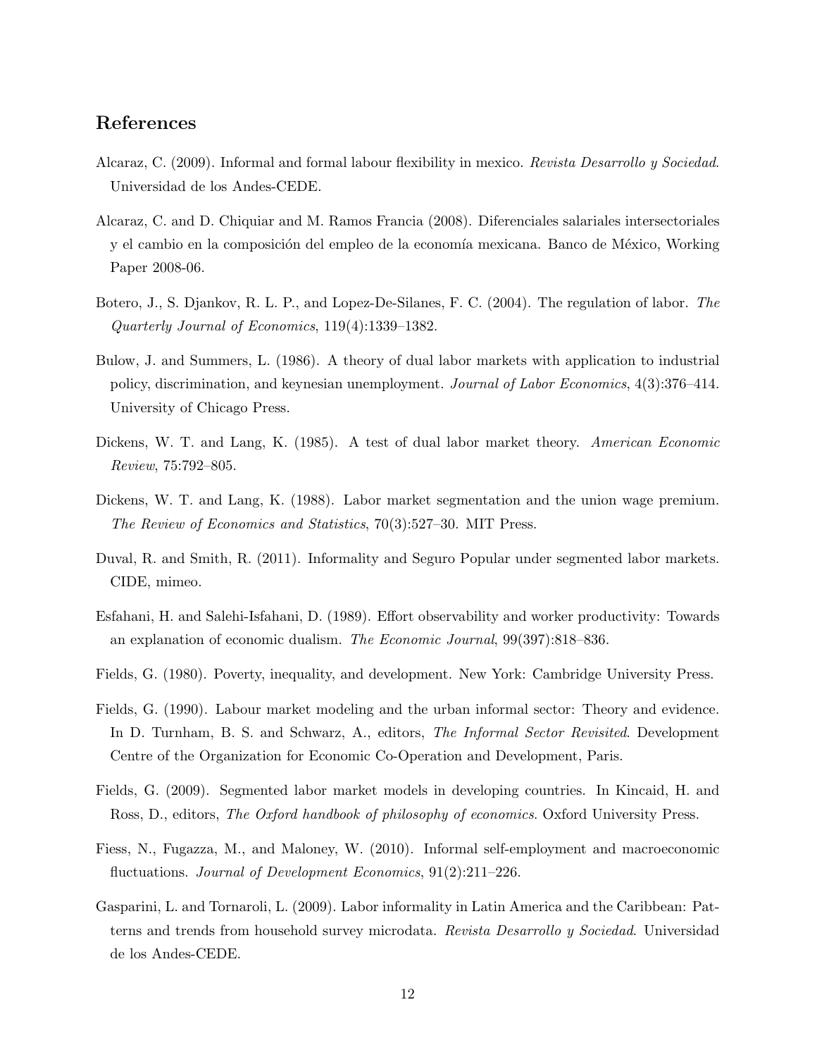## References

Alcaraz, C. (2009). Informal and formal labour flexibility in mexico. *Revista Desarrollo y Sociedad*. Universidad de los Andes-CEDE.

Alcaraz, C. and D. Chiquiar and M. Ramos Francia (2008). Diferenciales salariales intersectoriales y el cambio en la composición del empleo de la economía mexicana. Banco de México, Working Paper 2008-06.

Botero, J., S. Djankov, R. L. P., and Lopez-De-Silanes, F. C. (2004). The regulation of labor. *The Quarterly Journal of Economics*, 119(4):1339–1382.

Bulow, J. and Summers, L. (1986). A theory of dual labor markets with application to industrial policy, discrimination, and keynesian unemployment. *Journal of Labor Economics*, 4(3):376–414. University of Chicago Press.

Dickens, W. T. and Lang, K. (1985). A test of dual labor market theory. *American Economic Review*, 75:792–805.

Dickens, W. T. and Lang, K. (1988). Labor market segmentation and the union wage premium. *The Review of Economics and Statistics*, 70(3):527–30. MIT Press.

Duval, R. and Smith, R. (2011). Informality and Seguro Popular under segmented labor markets. CIDE, mimeo.

Esfahani, H. and Salehi-Isfahani, D. (1989). Effort observability and worker productivity: Towards an explanation of economic dualism. *The Economic Journal*, 99(397):818–836.

Fields, G. (1980). Poverty, inequality, and development. New York: Cambridge University Press.

Fields, G. (1990). Labour market modeling and the urban informal sector: Theory and evidence. In D. Turnham, B. S. and Schwarz, A., editors, *The Informal Sector Revisited*. Development Centre of the Organization for Economic Co-Operation and Development, Paris.

Fields, G. (2009). Segmented labor market models in developing countries. In Kincaid, H. and Ross, D., editors, *The Oxford handbook of philosophy of economics*. Oxford University Press.

Fiess, N., Fugazza, M., and Maloney, W. (2010). Informal self-employment and macroeconomic fluctuations. *Journal of Development Economics*, 91(2):211–226.

Gasparini, L. and Tornaroli, L. (2009). Labor informality in Latin America and the Caribbean: Patterns and trends from household survey microdata. *Revista Desarrollo y Sociedad*. Universidad de los Andes-CEDE.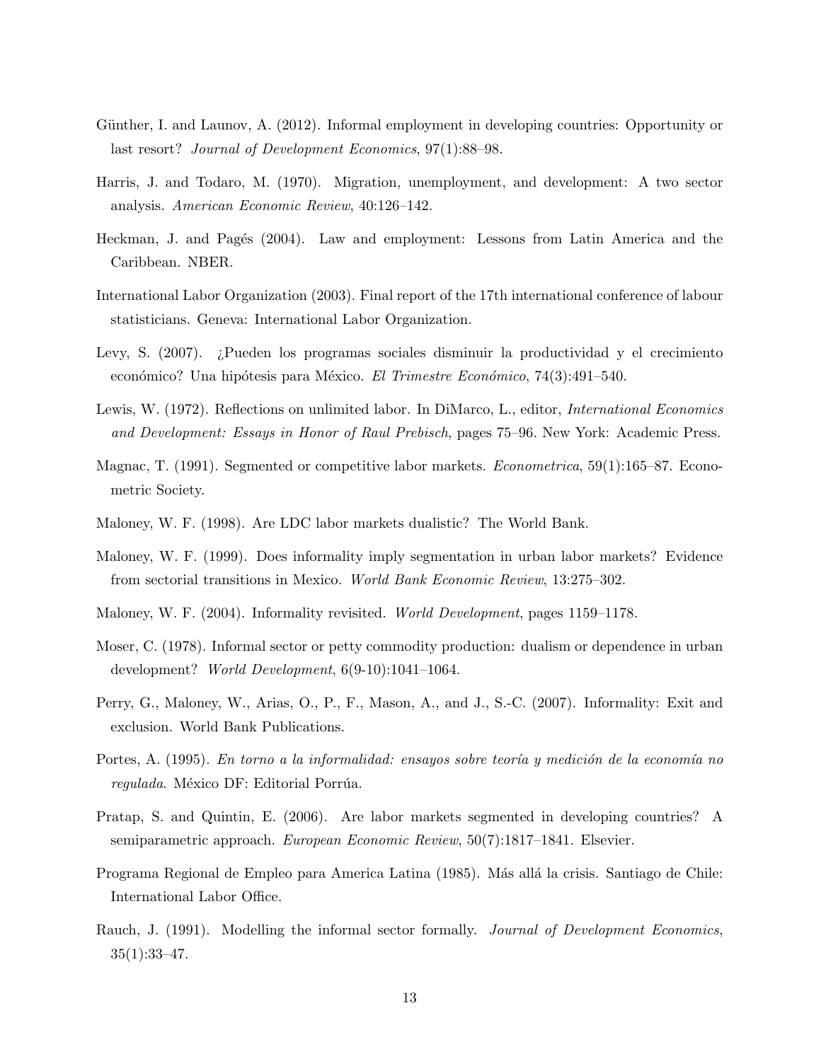Günther, I. and Launov, A. (2012). Informal employment in developing countries: Opportunity or last resort? *Journal of Development Economics*, 97(1):88–98.

Harris, J. and Todaro, M. (1970). Migration, unemployment, and development: A two sector analysis. *American Economic Review*, 40:126–142.

Heckman, J. and Pagés (2004). Law and employment: Lessons from Latin America and the Caribbean. NBER.

International Labor Organization (2003). Final report of the 17th international conference of labour statisticians. Geneva: International Labor Organization.

Levy, S. (2007). ¿Pueden los programas sociales disminuir la productividad y el crecimiento económico? Una hipótesis para México. *El Trimestre Económico*, 74(3):491–540.

Lewis, W. (1972). Reflections on unlimited labor. In DiMarco, L., editor, *International Economics and Development: Essays in Honor of Raul Prebisch*, pages 75–96. New York: Academic Press.

Magnac, T. (1991). Segmented or competitive labor markets. *Econometrica*, 59(1):165–87. Econometric Society.

Maloney, W. F. (1998). Are LDC labor markets dualistic? The World Bank.

Maloney, W. F. (1999). Does informality imply segmentation in urban labor markets? Evidence from sectorial transitions in Mexico. *World Bank Economic Review*, 13:275–302.

Maloney, W. F. (2004). Informality revisited. *World Development*, pages 1159–1178.

Moser, C. (1978). Informal sector or petty commodity production: dualism or dependence in urban development? *World Development*, 6(9-10):1041–1064.

Perry, G., Maloney, W., Arias, O., P., F., Mason, A., and J., S.-C. (2007). Informality: Exit and exclusion. World Bank Publications.

Portes, A. (1995). *En torno a la informalidad: ensayos sobre teoría y medición de la economía no regulada*. México DF: Editorial Porrúa.

Pratap, S. and Quintin, E. (2006). Are labor markets segmented in developing countries? A semiparametric approach. *European Economic Review*, 50(7):1817–1841. Elsevier.

Programa Regional de Empleo para America Latina (1985). Más allá la crisis. Santiago de Chile: International Labor Office.

Rauch, J. (1991). Modelling the informal sector formally. *Journal of Development Economics*, 35(1):33–47.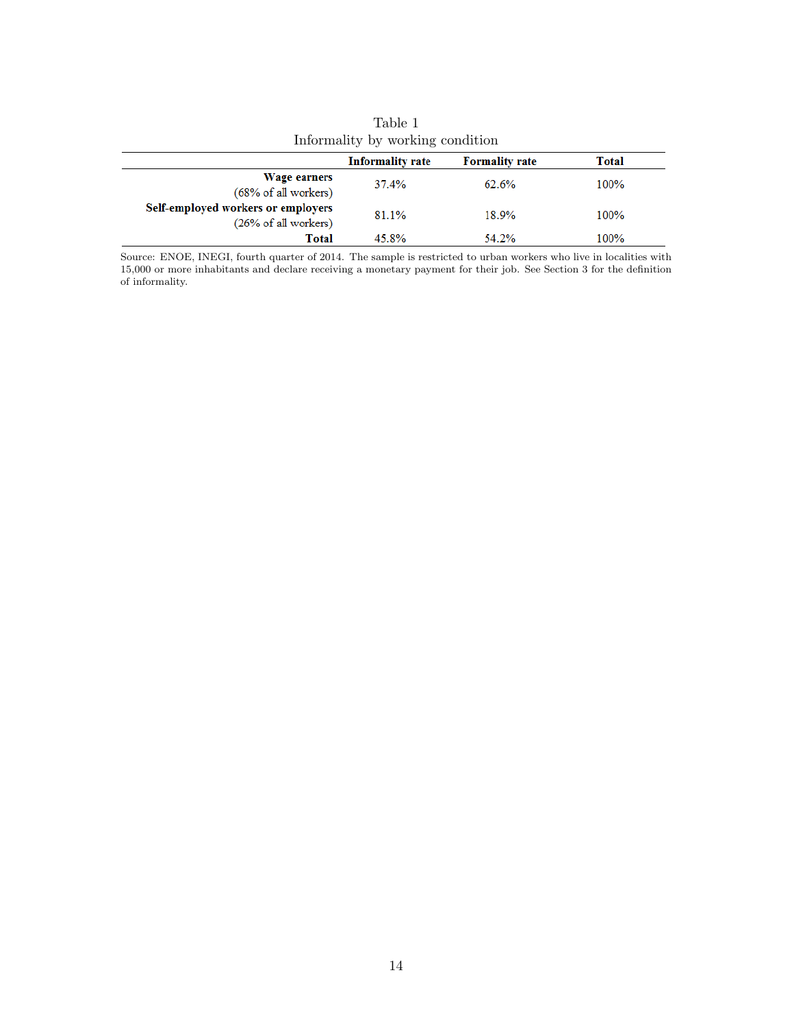Table 1
Informality by working condition

| | Informality rate | Formality rate | Total |
|---|---|---|---|
| **Wage earners** (68% of all workers) | 37.4% | 62.6% | 100% |
| **Self-employed workers or employers** (26% of all workers) | 81.1% | 18.9% | 100% |
| **Total** | 45.8% | 54.2% | 100% |

Source: ENOE, INEGI, fourth quarter of 2014. The sample is restricted to urban workers who live in localities with 15,000 or more inhabitants and declare receiving a monetary payment for their job. See Section 3 for the definition of informality.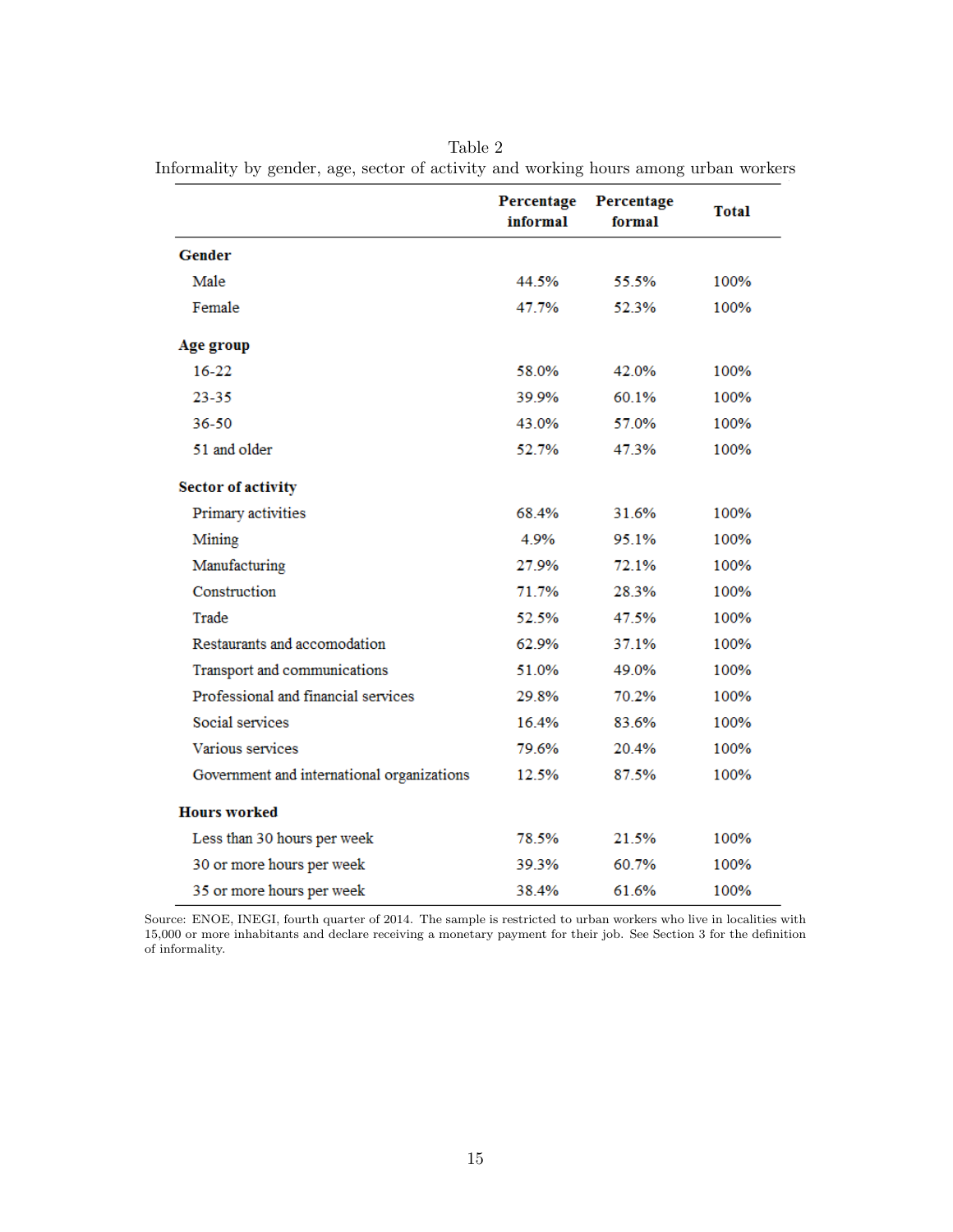Table 2

Informality by gender, age, sector of activity and working hours among urban workers

| | Percentage informal | Percentage formal | Total |
|---|---|---|---|
| **Gender** | | | |
| Male | 44.5% | 55.5% | 100% |
| Female | 47.7% | 52.3% | 100% |
| **Age group** | | | |
| 16-22 | 58.0% | 42.0% | 100% |
| 23-35 | 39.9% | 60.1% | 100% |
| 36-50 | 43.0% | 57.0% | 100% |
| 51 and older | 52.7% | 47.3% | 100% |
| **Sector of activity** | | | |
| Primary activities | 68.4% | 31.6% | 100% |
| Mining | 4.9% | 95.1% | 100% |
| Manufacturing | 27.9% | 72.1% | 100% |
| Construction | 71.7% | 28.3% | 100% |
| Trade | 52.5% | 47.5% | 100% |
| Restaurants and accomodation | 62.9% | 37.1% | 100% |
| Transport and communications | 51.0% | 49.0% | 100% |
| Professional and financial services | 29.8% | 70.2% | 100% |
| Social services | 16.4% | 83.6% | 100% |
| Various services | 79.6% | 20.4% | 100% |
| Government and international organizations | 12.5% | 87.5% | 100% |
| **Hours worked** | | | |
| Less than 30 hours per week | 78.5% | 21.5% | 100% |
| 30 or more hours per week | 39.3% | 60.7% | 100% |
| 35 or more hours per week | 38.4% | 61.6% | 100% |

Source: ENOE, INEGI, fourth quarter of 2014. The sample is restricted to urban workers who live in localities with 15,000 or more inhabitants and declare receiving a monetary payment for their job. See Section 3 for the definition of informality.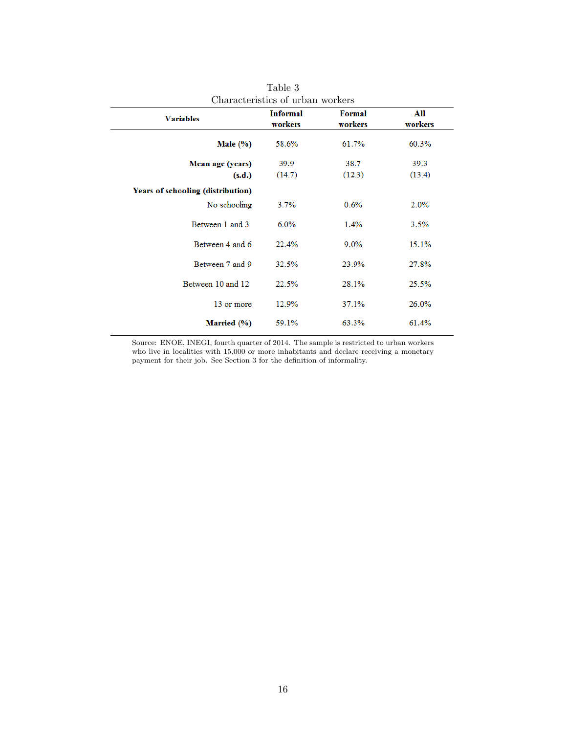Table 3
Characteristics of urban workers

| Variables | Informal workers | Formal workers | All workers |
|---|---|---|---|
| **Male (%)** | 58.6% | 61.7% | 60.3% |
| **Mean age (years)** | 39.9 | 38.7 | 39.3 |
| **(s.d.)** | (14.7) | (12.3) | (13.4) |
| **Years of schooling (distribution)** | | | |
| No schooling | 3.7% | 0.6% | 2.0% |
| Between 1 and 3 | 6.0% | 1.4% | 3.5% |
| Between 4 and 6 | 22.4% | 9.0% | 15.1% |
| Between 7 and 9 | 32.5% | 23.9% | 27.8% |
| Between 10 and 12 | 22.5% | 28.1% | 25.5% |
| 13 or more | 12.9% | 37.1% | 26.0% |
| **Married (%)** | 59.1% | 63.3% | 61.4% |

Source: ENOE, INEGI, fourth quarter of 2014. The sample is restricted to urban workers who live in localities with 15,000 or more inhabitants and declare receiving a monetary payment for their job. See Section 3 for the definition of informality.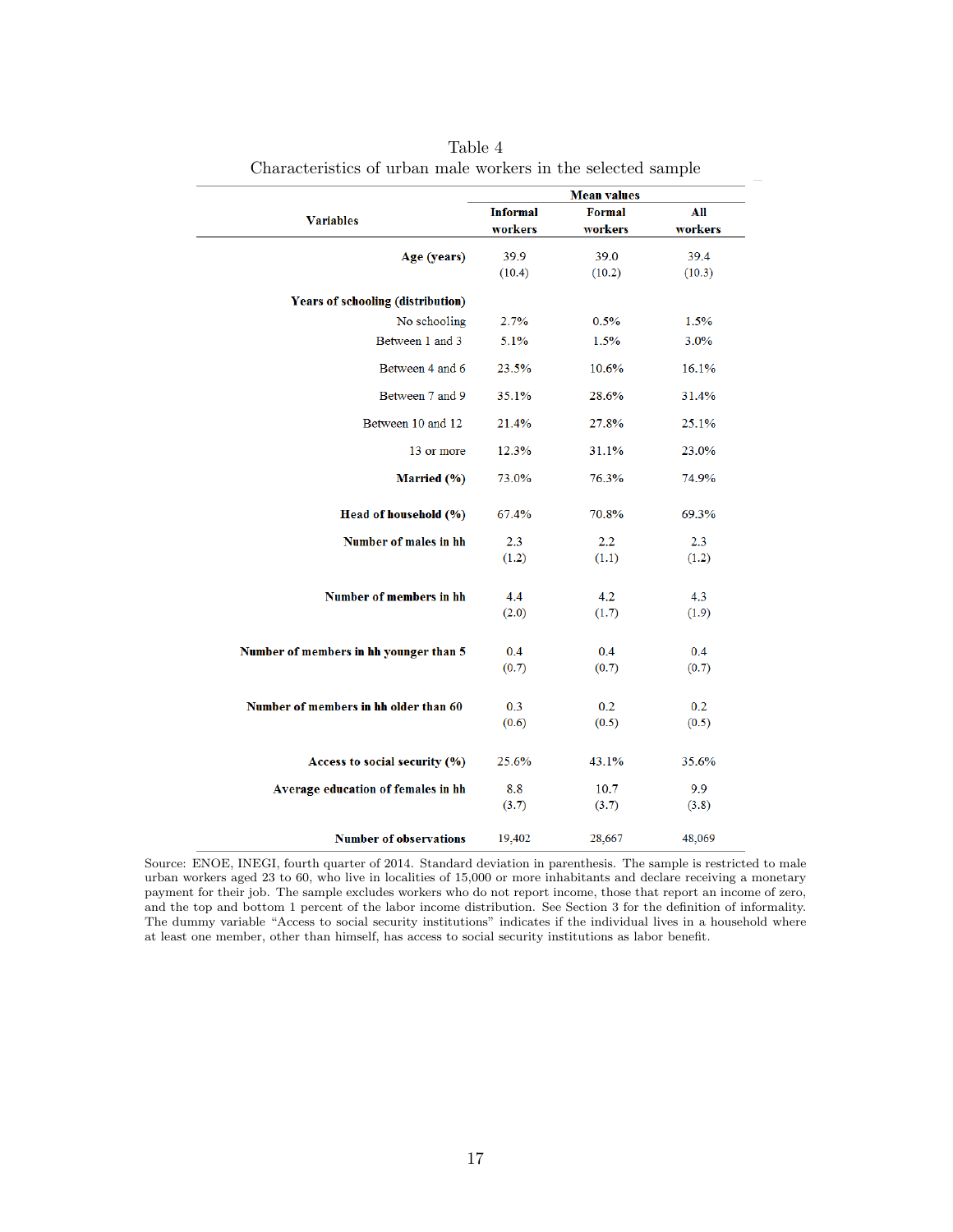Table 4

Characteristics of urban male workers in the selected sample

| Variables | Mean values | | |
|---|---|---|---|
| | Informal workers | Formal workers | All workers |
| **Age (years)** | 39.9 | 39.0 | 39.4 |
| | (10.4) | (10.2) | (10.3) |
| **Years of schooling (distribution)** | | | |
| No schooling | 2.7% | 0.5% | 1.5% |
| Between 1 and 3 | 5.1% | 1.5% | 3.0% |
| Between 4 and 6 | 23.5% | 10.6% | 16.1% |
| Between 7 and 9 | 35.1% | 28.6% | 31.4% |
| Between 10 and 12 | 21.4% | 27.8% | 25.1% |
| 13 or more | 12.3% | 31.1% | 23.0% |
| **Married (%)** | 73.0% | 76.3% | 74.9% |
| **Head of household (%)** | 67.4% | 70.8% | 69.3% |
| **Number of males in hh** | 2.3 | 2.2 | 2.3 |
| | (1.2) | (1.1) | (1.2) |
| **Number of members in hh** | 4.4 | 4.2 | 4.3 |
| | (2.0) | (1.7) | (1.9) |
| **Number of members in hh younger than 5** | 0.4 | 0.4 | 0.4 |
| | (0.7) | (0.7) | (0.7) |
| **Number of members in hh older than 60** | 0.3 | 0.2 | 0.2 |
| | (0.6) | (0.5) | (0.5) |
| **Access to social security (%)** | 25.6% | 43.1% | 35.6% |
| **Average education of females in hh** | 8.8 | 10.7 | 9.9 |
| | (3.7) | (3.7) | (3.8) |
| **Number of observations** | 19,402 | 28,667 | 48,069 |

Source: ENOE, INEGI, fourth quarter of 2014. Standard deviation in parenthesis. The sample is restricted to male urban workers aged 23 to 60, who live in localities of 15,000 or more inhabitants and declare receiving a monetary payment for their job. The sample excludes workers who do not report income, those that report an income of zero, and the top and bottom 1 percent of the labor income distribution. See Section 3 for the definition of informality. The dummy variable "Access to social security institutions" indicates if the individual lives in a household where at least one member, other than himself, has access to social security institutions as labor benefit.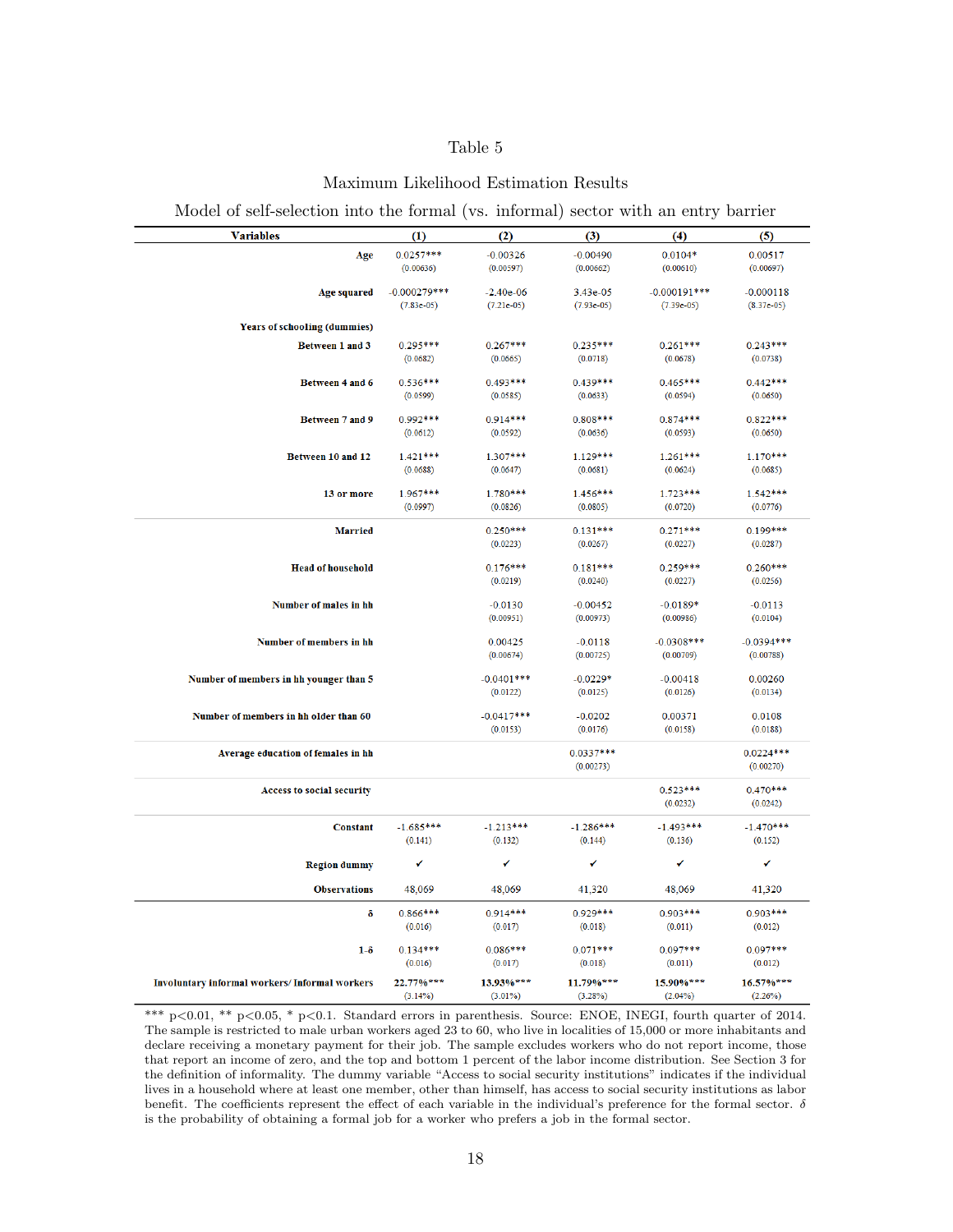Table 5

Maximum Likelihood Estimation Results

Model of self-selection into the formal (vs. informal) sector with an entry barrier

| Variables | (1) | (2) | (3) | (4) | (5) |
|---|---|---|---|---|---|
| Age | 0.0257*** | -0.00326 | -0.00490 | 0.0104* | 0.00517 |
| | (0.00636) | (0.00597) | (0.00662) | (0.00610) | (0.00697) |
| Age squared | -0.000279*** | -2.40e-06 | 3.43e-05 | -0.000191*** | -0.000118 |
| | (7.83e-05) | (7.21e-05) | (7.93e-05) | (7.39e-05) | (8.37e-05) |
| **Years of schooling (dummies)** | | | | | |
| Between 1 and 3 | 0.295*** | 0.267*** | 0.235*** | 0.261*** | 0.243*** |
| | (0.0682) | (0.0665) | (0.0718) | (0.0678) | (0.0738) |
| Between 4 and 6 | 0.536*** | 0.493*** | 0.439*** | 0.465*** | 0.442*** |
| | (0.0599) | (0.0585) | (0.0633) | (0.0594) | (0.0650) |
| Between 7 and 9 | 0.992*** | 0.914*** | 0.808*** | 0.874*** | 0.822*** |
| | (0.0612) | (0.0592) | (0.0636) | (0.0593) | (0.0650) |
| Between 10 and 12 | 1.421*** | 1.307*** | 1.129*** | 1.261*** | 1.170*** |
| | (0.0688) | (0.0647) | (0.0681) | (0.0624) | (0.0685) |
| 13 or more | 1.967*** | 1.780*** | 1.456*** | 1.723*** | 1.542*** |
| | (0.0997) | (0.0826) | (0.0805) | (0.0720) | (0.0776) |
| Married | | 0.250*** | 0.131*** | 0.271*** | 0.199*** |
| | | (0.0223) | (0.0267) | (0.0227) | (0.0287) |
| Head of household | | 0.176*** | 0.181*** | 0.259*** | 0.260*** |
| | | (0.0219) | (0.0240) | (0.0227) | (0.0256) |
| Number of males in hh | | -0.0130 | -0.00452 | -0.0189* | -0.0113 |
| | | (0.00951) | (0.00973) | (0.00986) | (0.0104) |
| Number of members in hh | | 0.00425 | -0.0118 | -0.0308*** | -0.0394*** |
| | | (0.00674) | (0.00725) | (0.00709) | (0.00788) |
| Number of members in hh younger than 5 | | -0.0401*** | -0.0229* | -0.00418 | 0.00260 |
| | | (0.0122) | (0.0125) | (0.0126) | (0.0134) |
| Number of members in hh older than 60 | | -0.0417*** | -0.0202 | 0.00371 | 0.0108 |
| | | (0.0153) | (0.0176) | (0.0158) | (0.0188) |
| Average education of females in hh | | | 0.0337*** | | 0.0224*** |
| | | | (0.00273) | | (0.00270) |
| Access to social security | | | | 0.523*** | 0.470*** |
| | | | | (0.0232) | (0.0242) |
| Constant | -1.685*** | -1.213*** | -1.286*** | -1.493*** | -1.470*** |
| | (0.141) | (0.132) | (0.144) | (0.136) | (0.152) |
| Region dummy | ✓ | ✓ | ✓ | ✓ | ✓ |
| Observations | 48,069 | 48,069 | 41,320 | 48,069 | 41,320 |
| $\delta$ | 0.866*** | 0.914*** | 0.929*** | 0.903*** | 0.903*** |
| | (0.016) | (0.017) | (0.018) | (0.011) | (0.012) |
| $1$-$\delta$ | 0.134*** | 0.086*** | 0.071*** | 0.097*** | 0.097*** |
| | (0.016) | (0.017) | (0.018) | (0.011) | (0.012) |
| Involuntary informal workers/ Informal workers | 22.77%*** | 13.93%*** | 11.79%*** | 15.90%*** | 16.57%*** |
| | (3.14%) | (3.01%) | (3.28%) | (2.04%) | (2.26%) |

*** p<0.01, ** p<0.05, * p<0.1. Standard errors in parenthesis. Source: ENOE, INEGI, fourth quarter of 2014. The sample is restricted to male urban workers aged 23 to 60, who live in localities of 15,000 or more inhabitants and declare receiving a monetary payment for their job. The sample excludes workers who do not report income, those that report an income of zero, and the top and bottom 1 percent of the labor income distribution. See Section 3 for the definition of informality. The dummy variable "Access to social security institutions" indicates if the individual lives in a household where at least one member, other than himself, has access to social security institutions as labor benefit. The coefficients represent the effect of each variable in the individual's preference for the formal sector. $\delta$ is the probability of obtaining a formal job for a worker who prefers a job in the formal sector.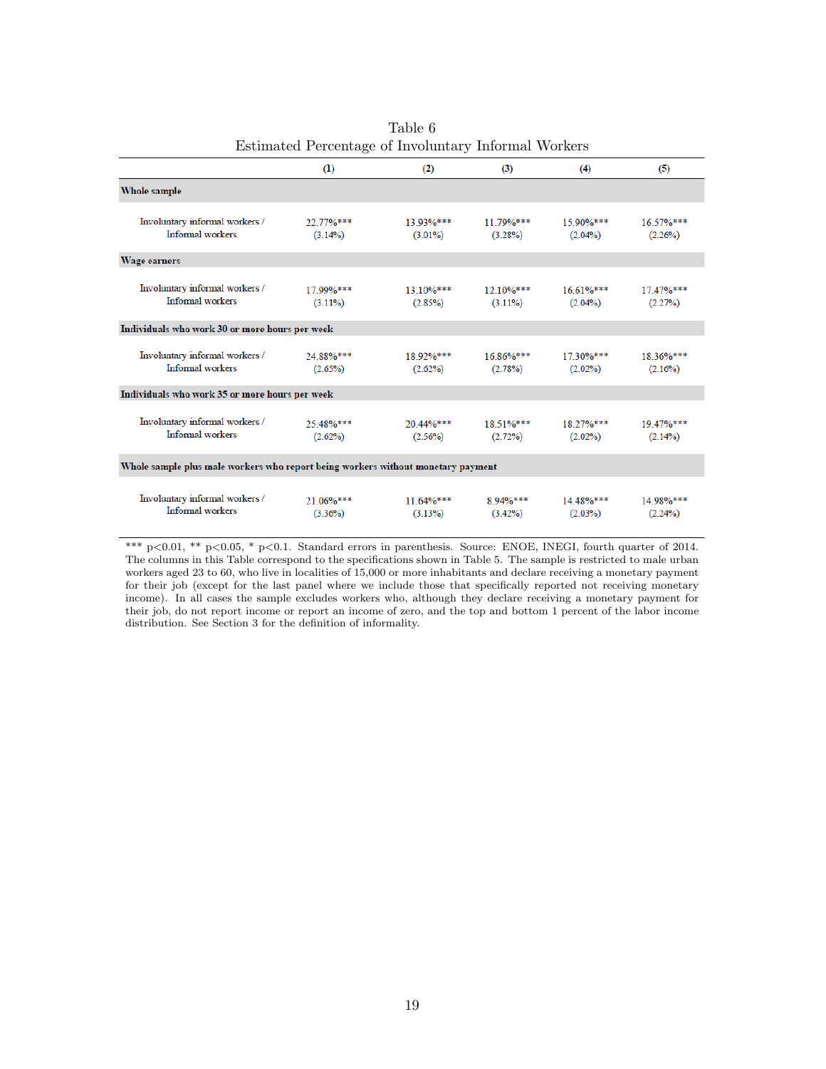Table 6
Estimated Percentage of Involuntary Informal Workers

| | (1) | (2) | (3) | (4) | (5) |
|---|---|---|---|---|---|
| **Whole sample** | | | | | |
| Involuntary informal workers / Informal workers | 22.77%*** | 13.93%*** | 11.79%*** | 15.90%*** | 16.57%*** |
| | (3.14%) | (3.01%) | (3.28%) | (2.04%) | (2.26%) |
| **Wage earners** | | | | | |
| Involuntary informal workers / Informal workers | 17.99%*** | 13.10%*** | 12.10%*** | 16.61%*** | 17.47%*** |
| | (3.11%) | (2.85%) | (3.11%) | (2.04%) | (2.27%) |
| **Individuals who work 30 or more hours per week** | | | | | |
| Involuntary informal workers / Informal workers | 24.88%*** | 18.92%*** | 16.86%*** | 17.30%*** | 18.36%*** |
| | (2.65%) | (2.62%) | (2.78%) | (2.02%) | (2.16%) |
| **Individuals who work 35 or more hours per week** | | | | | |
| Involuntary informal workers / Informal workers | 25.48%*** | 20.44%*** | 18.51%*** | 18.27%*** | 19.47%*** |
| | (2.62%) | (2.56%) | (2.72%) | (2.02%) | (2.14%) |
| **Whole sample plus male workers who report being workers without monetary payment** | | | | | |
| Involuntary informal workers / Informal workers | 21.06%*** | 11.64%*** | 8.94%*** | 14.48%*** | 14.98%*** |
| | (3.36%) | (3.13%) | (3.42%) | (2.03%) | (2.24%) |

*** p<0.01, ** p<0.05, * p<0.1. Standard errors in parenthesis. Source: ENOE, INEGI, fourth quarter of 2014. The columns in this Table correspond to the specifications shown in Table 5. The sample is restricted to male urban workers aged 23 to 60, who live in localities of 15,000 or more inhabitants and declare receiving a monetary payment for their job (except for the last panel where we include those that specifically reported not receiving monetary income). In all cases the sample excludes workers who, although they declare receiving a monetary payment for their job, do not report income or report an income of zero, and the top and bottom 1 percent of the labor income distribution. See Section 3 for the definition of informality.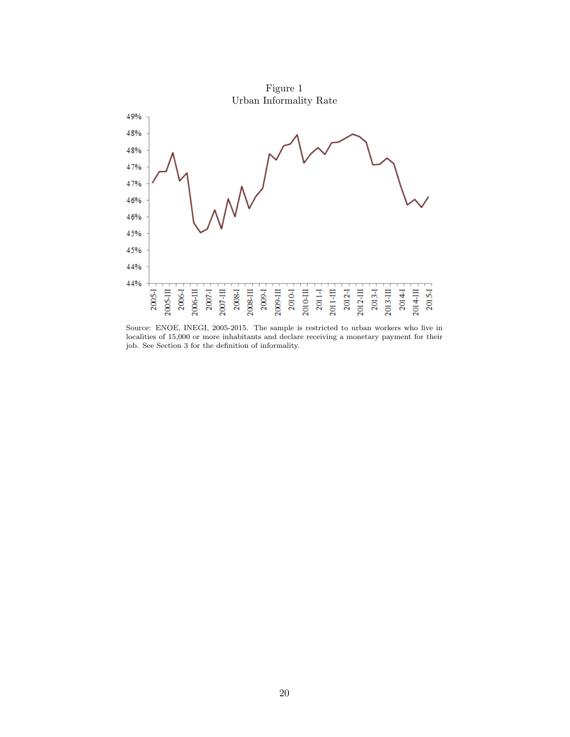Figure 1
Urban Informality Rate

Source: ENOE, INEGI, 2005-2015. The sample is restricted to urban workers who live in localities of 15,000 or more inhabitants and declare receiving a monetary payment for their job. See Section 3 for the definition of informality.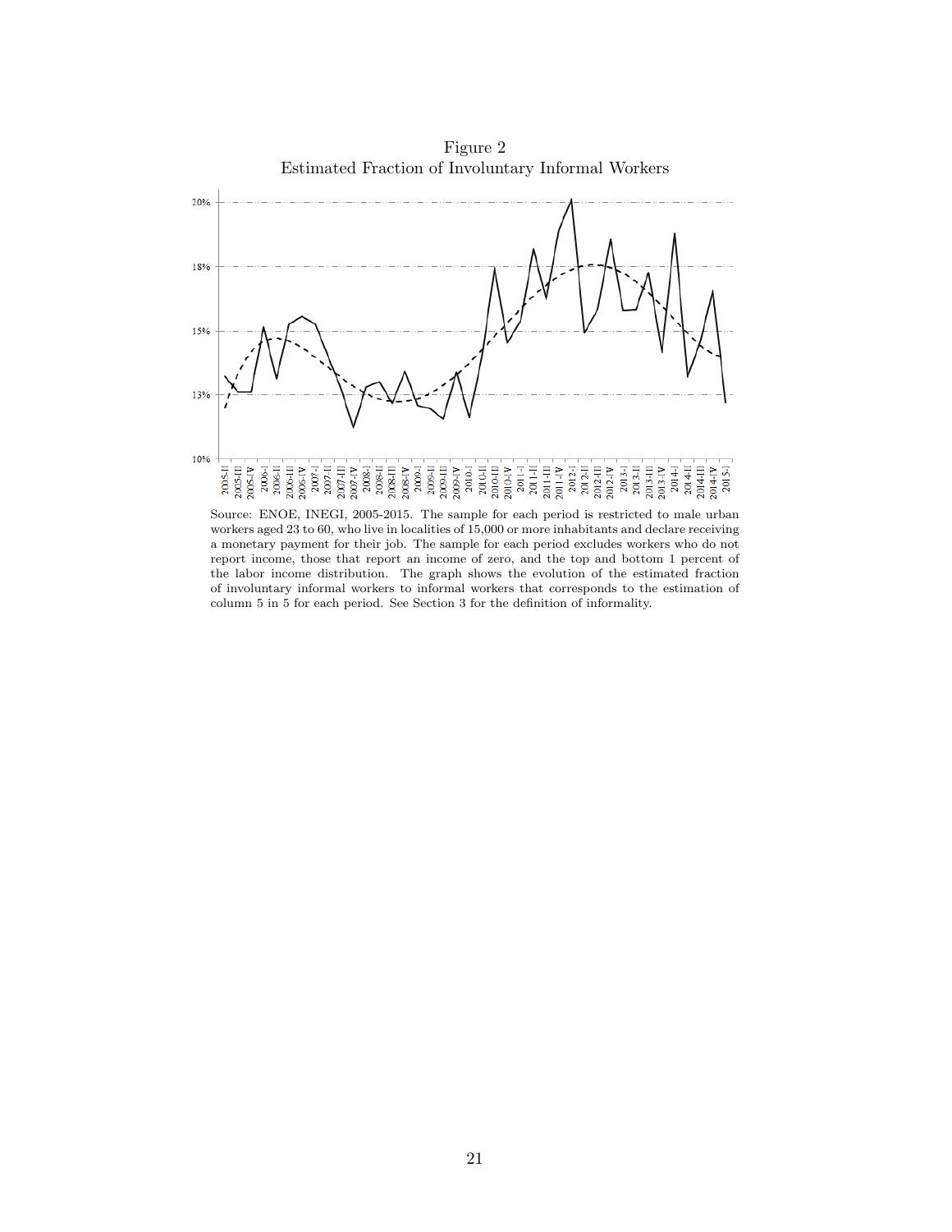Figure 2
Estimated Fraction of Involuntary Informal Workers

20%

18%

15%

13%

10%

2005-II 2005-III 2005-IV 2006-I 2006-II 2006-III 2006-IV 2007-I 2007-II 2007-III 2007-IV 2008-I 2008-II 2008-III 2008-IV 2009-I 2009-II 2009-III 2009-IV 2010-I 2010-II 2010-III 2010-IV 2011-I 2011-II 2011-III 2011-IV 2012-I 2012-II 2012-III 2012-IV 2013-I 2013-II 2013-III 2013-IV 2014-I 2014-II 2014-III 2014-IV 2015-I

Source: ENOE, INEGI, 2005-2015. The sample for each period is restricted to male urban workers aged 23 to 60, who live in localities of 15,000 or more inhabitants and declare receiving a monetary payment for their job. The sample for each period excludes workers who do not report income, those that report an income of zero, and the top and bottom 1 percent of the labor income distribution. The graph shows the evolution of the estimated fraction of involuntary informal workers to informal workers that corresponds to the estimation of column 5 in 5 for each period. See Section 3 for the definition of informality.